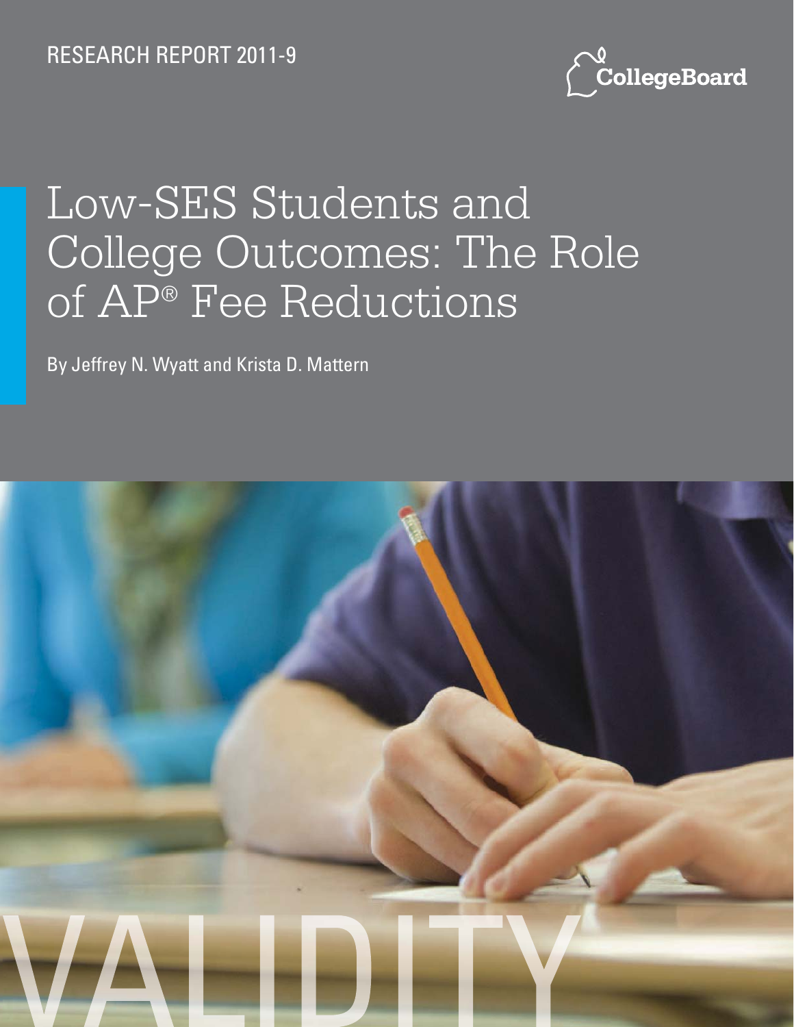RESEARCH REPORT 2011-9

CollegeBoard

# Low-SES Students and College Outcomes: The Role of AP® Fee Reductions

By Jeffrey N. Wyatt and Krista D. Mattern

VALIDITY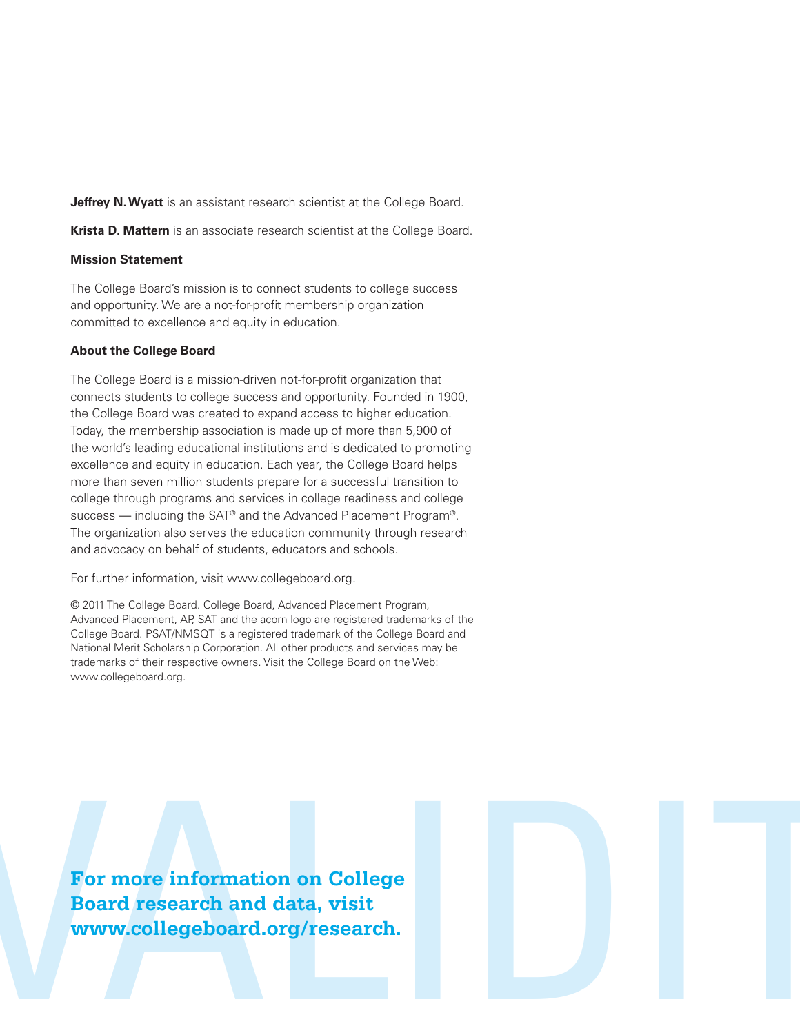**Jeffrey N. Wyatt** is an assistant research scientist at the College Board.

**Krista D. Mattern** is an associate research scientist at the College Board.

**Mission Statement**

The College Board's mission is to connect students to college success and opportunity. We are a not-for-profit membership organization committed to excellence and equity in education.

**About the College Board**

The College Board is a mission-driven not-for-profit organization that connects students to college success and opportunity. Founded in 1900, the College Board was created to expand access to higher education. Today, the membership association is made up of more than 5,900 of the world's leading educational institutions and is dedicated to promoting excellence and equity in education. Each year, the College Board helps more than seven million students prepare for a successful transition to college through programs and services in college readiness and college success — including the SAT® and the Advanced Placement Program®. The organization also serves the education community through research and advocacy on behalf of students, educators and schools.

For further information, visit www.collegeboard.org.

© 2011 The College Board. College Board, Advanced Placement Program, Advanced Placement, AP, SAT and the acorn logo are registered trademarks of the College Board. PSAT/NMSQT is a registered trademark of the College Board and National Merit Scholarship Corporation. All other products and services may be trademarks of their respective owners. Visit the College Board on the Web: www.collegeboard.org.

**For more information on College Board research and data, visit www.collegeboard.org/research.**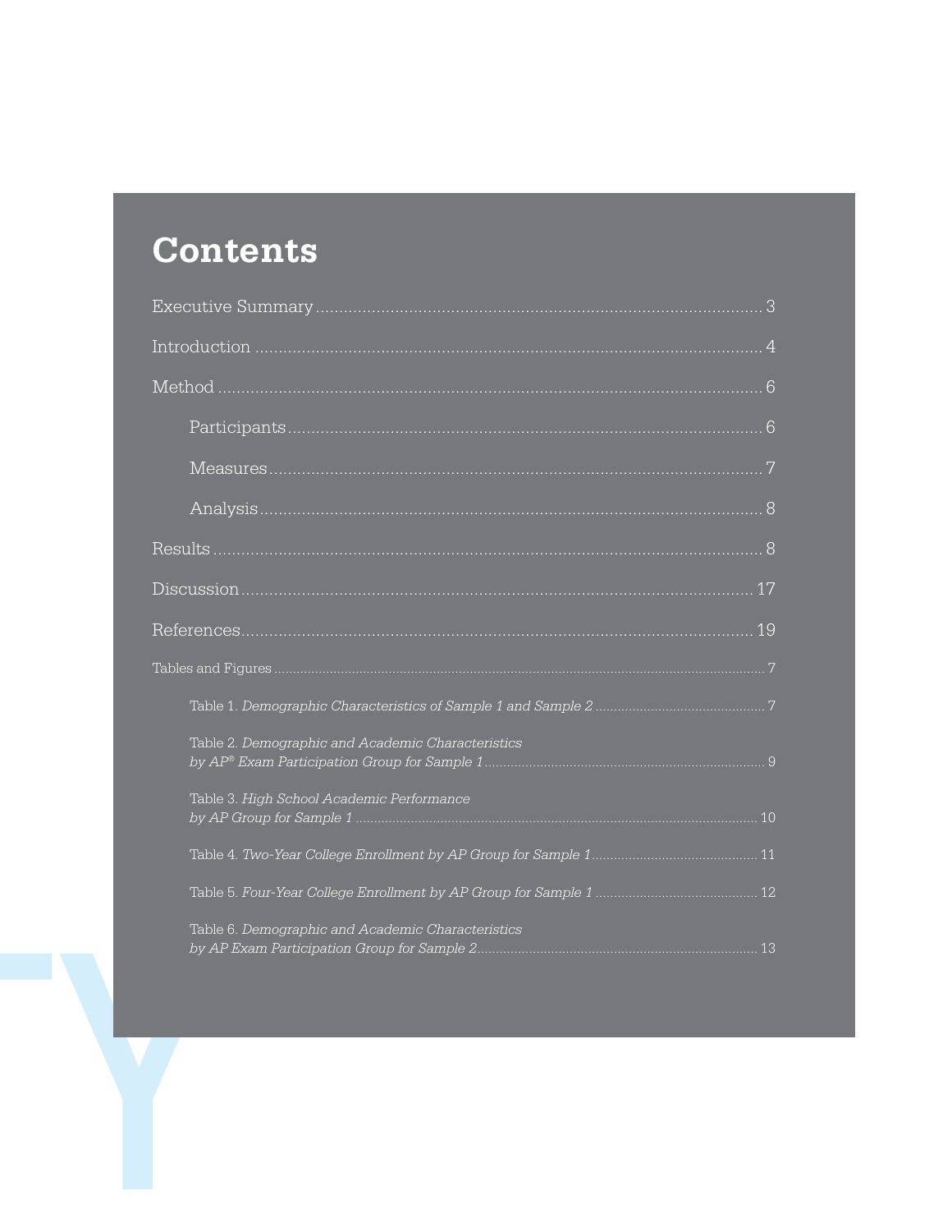# Contents

Executive Summary .................................................................................................. 3

Introduction ............................................................................................................ 4

Method .................................................................................................................... 6

Participants ........................................................................................................ 6

Measures ........................................................................................................... 7

Analysis ............................................................................................................. 8

Results ..................................................................................................................... 8

Discussion .............................................................................................................. 17

References ............................................................................................................. 19

Tables and Figures ................................................................................................... 7

Table 1. *Demographic Characteristics of Sample 1 and Sample 2* ................................. 7

Table 2. *Demographic and Academic Characteristics by AP® Exam Participation Group for Sample 1* ......................................................................... 9

Table 3. *High School Academic Performance by AP Group for Sample 1* ......................................................................................... 10

Table 4. *Two-Year College Enrollment by AP Group for Sample 1* ................................ 11

Table 5. *Four-Year College Enrollment by AP Group for Sample 1* ............................... 12

Table 6. *Demographic and Academic Characteristics by AP Exam Participation Group for Sample 2* ......................................................................... 13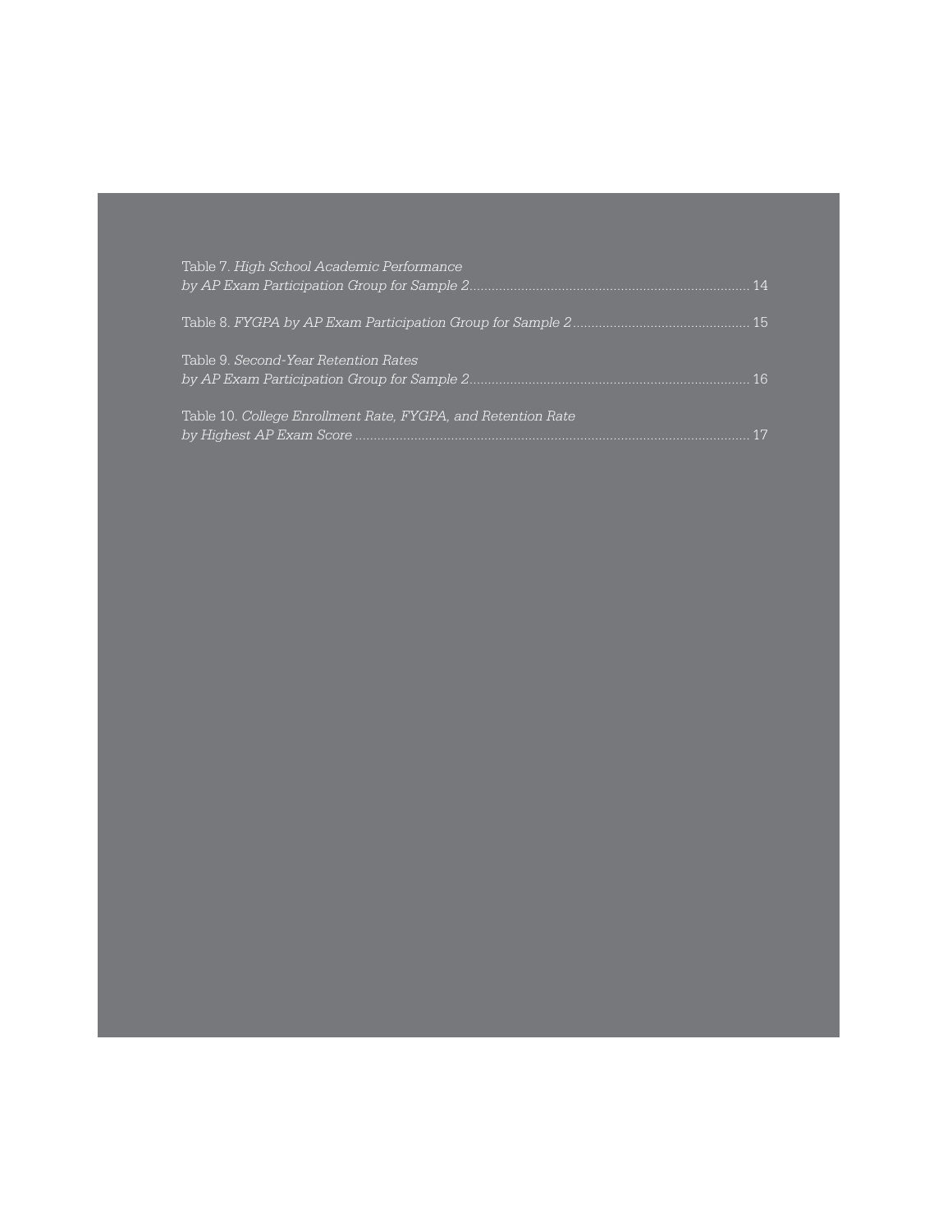Table 7. *High School Academic Performance by AP Exam Participation Group for Sample 2* ........................................................................ 14

Table 8. *FYGPA by AP Exam Participation Group for Sample 2* ............................................... 15

Table 9. *Second-Year Retention Rates by AP Exam Participation Group for Sample 2* ........................................................................ 16

Table 10. *College Enrollment Rate, FYGPA, and Retention Rate by Highest AP Exam Score* ......................................................................................................... 17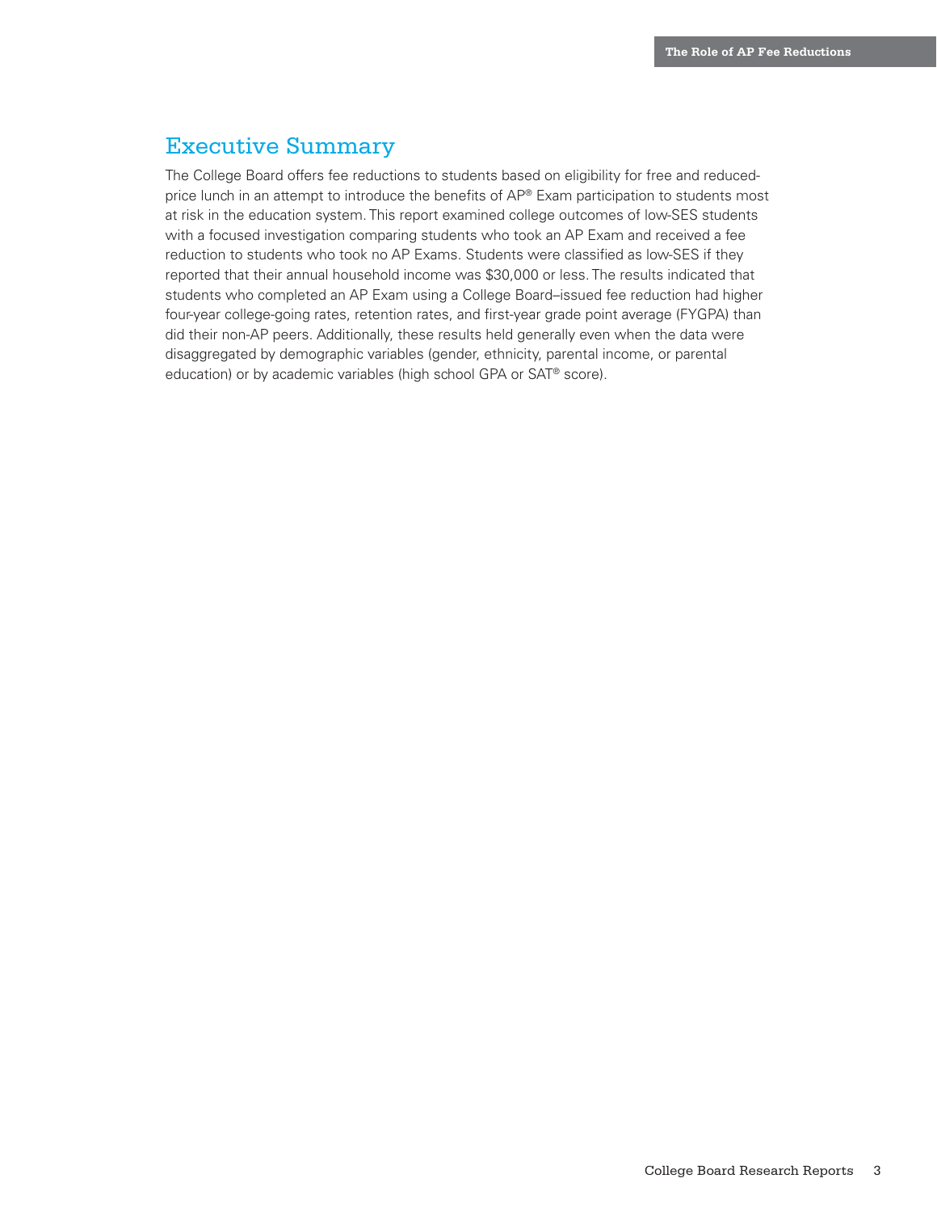## Executive Summary

The College Board offers fee reductions to students based on eligibility for free and reduced-price lunch in an attempt to introduce the benefits of AP® Exam participation to students most at risk in the education system. This report examined college outcomes of low-SES students with a focused investigation comparing students who took an AP Exam and received a fee reduction to students who took no AP Exams. Students were classified as low-SES if they reported that their annual household income was $30,000 or less. The results indicated that students who completed an AP Exam using a College Board–issued fee reduction had higher four-year college-going rates, retention rates, and first-year grade point average (FYGPA) than did their non-AP peers. Additionally, these results held generally even when the data were disaggregated by demographic variables (gender, ethnicity, parental income, or parental education) or by academic variables (high school GPA or SAT® score).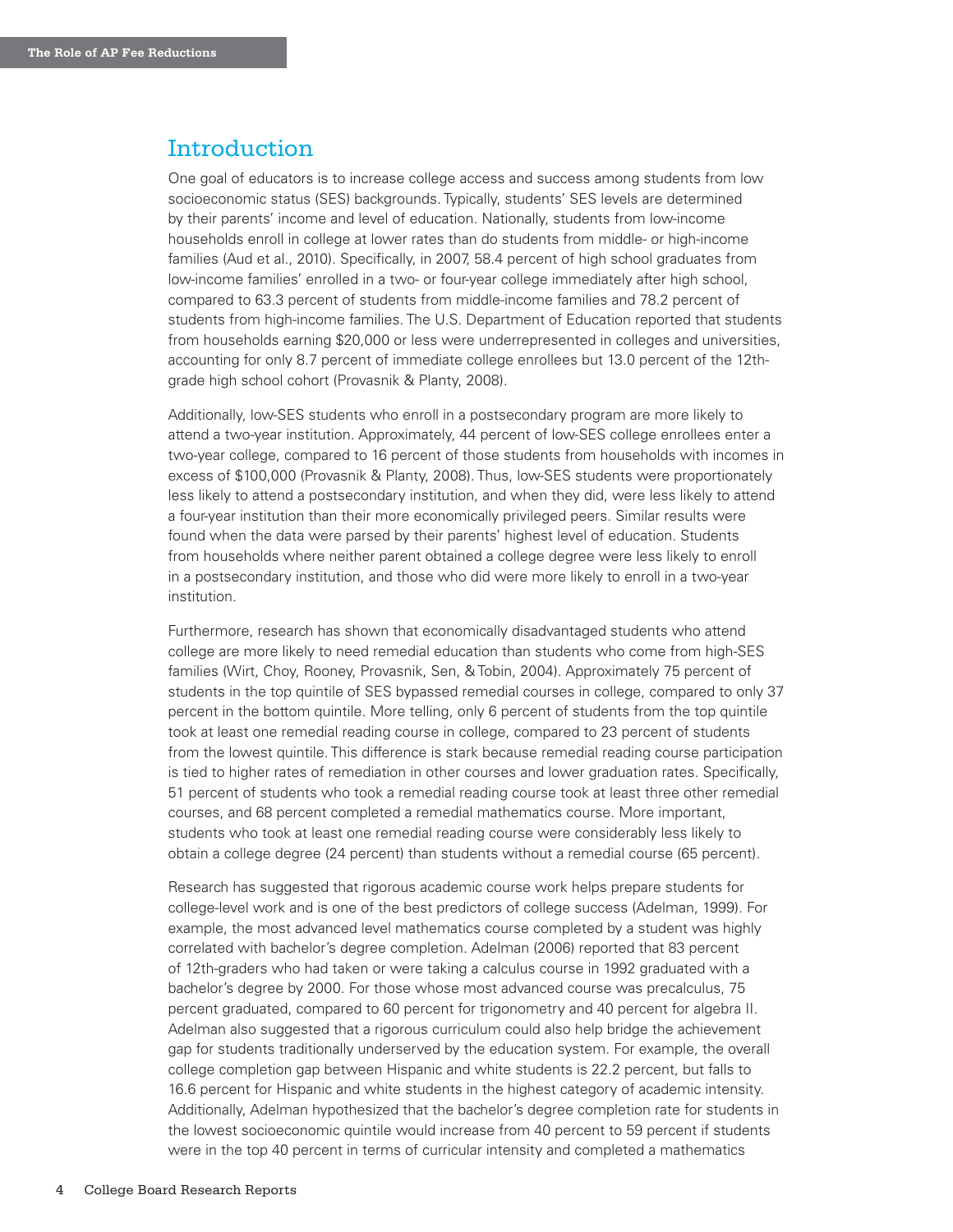## Introduction

One goal of educators is to increase college access and success among students from low socioeconomic status (SES) backgrounds. Typically, students' SES levels are determined by their parents' income and level of education. Nationally, students from low-income households enroll in college at lower rates than do students from middle- or high-income families (Aud et al., 2010). Specifically, in 2007, 58.4 percent of high school graduates from low-income families' enrolled in a two- or four-year college immediately after high school, compared to 63.3 percent of students from middle-income families and 78.2 percent of students from high-income families. The U.S. Department of Education reported that students from households earning $20,000 or less were underrepresented in colleges and universities, accounting for only 8.7 percent of immediate college enrollees but 13.0 percent of the 12th-grade high school cohort (Provasnik & Planty, 2008).

Additionally, low-SES students who enroll in a postsecondary program are more likely to attend a two-year institution. Approximately, 44 percent of low-SES college enrollees enter a two-year college, compared to 16 percent of those students from households with incomes in excess of $100,000 (Provasnik & Planty, 2008). Thus, low-SES students were proportionately less likely to attend a postsecondary institution, and when they did, were less likely to attend a four-year institution than their more economically privileged peers. Similar results were found when the data were parsed by their parents' highest level of education. Students from households where neither parent obtained a college degree were less likely to enroll in a postsecondary institution, and those who did were more likely to enroll in a two-year institution.

Furthermore, research has shown that economically disadvantaged students who attend college are more likely to need remedial education than students who come from high-SES families (Wirt, Choy, Rooney, Provasnik, Sen, & Tobin, 2004). Approximately 75 percent of students in the top quintile of SES bypassed remedial courses in college, compared to only 37 percent in the bottom quintile. More telling, only 6 percent of students from the top quintile took at least one remedial reading course in college, compared to 23 percent of students from the lowest quintile. This difference is stark because remedial reading course participation is tied to higher rates of remediation in other courses and lower graduation rates. Specifically, 51 percent of students who took a remedial reading course took at least three other remedial courses, and 68 percent completed a remedial mathematics course. More important, students who took at least one remedial reading course were considerably less likely to obtain a college degree (24 percent) than students without a remedial course (65 percent).

Research has suggested that rigorous academic course work helps prepare students for college-level work and is one of the best predictors of college success (Adelman, 1999). For example, the most advanced level mathematics course completed by a student was highly correlated with bachelor's degree completion. Adelman (2006) reported that 83 percent of 12th-graders who had taken or were taking a calculus course in 1992 graduated with a bachelor's degree by 2000. For those whose most advanced course was precalculus, 75 percent graduated, compared to 60 percent for trigonometry and 40 percent for algebra II. Adelman also suggested that a rigorous curriculum could also help bridge the achievement gap for students traditionally underserved by the education system. For example, the overall college completion gap between Hispanic and white students is 22.2 percent, but falls to 16.6 percent for Hispanic and white students in the highest category of academic intensity. Additionally, Adelman hypothesized that the bachelor's degree completion rate for students in the lowest socioeconomic quintile would increase from 40 percent to 59 percent if students were in the top 40 percent in terms of curricular intensity and completed a mathematics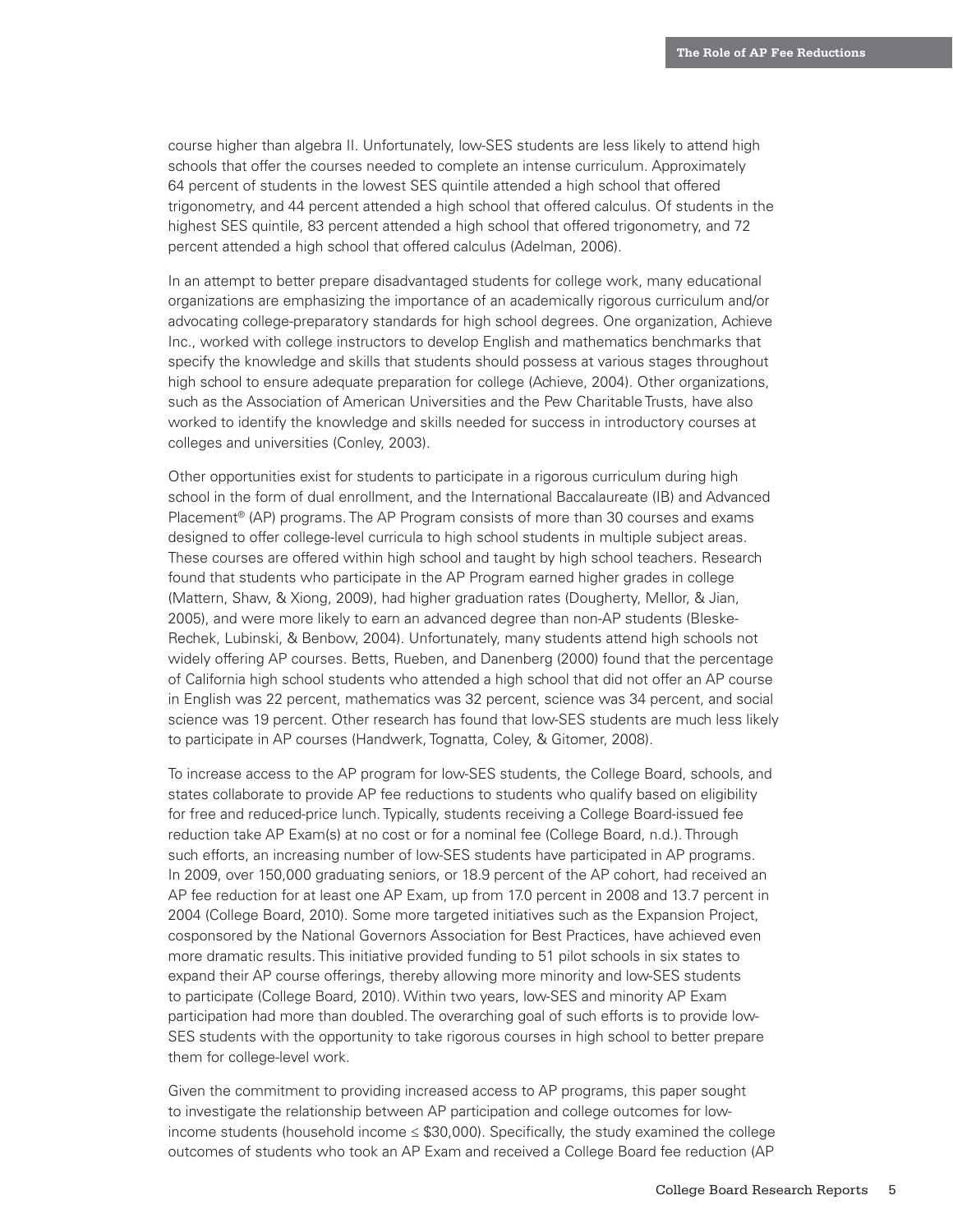course higher than algebra II. Unfortunately, low-SES students are less likely to attend high schools that offer the courses needed to complete an intense curriculum. Approximately 64 percent of students in the lowest SES quintile attended a high school that offered trigonometry, and 44 percent attended a high school that offered calculus. Of students in the highest SES quintile, 83 percent attended a high school that offered trigonometry, and 72 percent attended a high school that offered calculus (Adelman, 2006).

In an attempt to better prepare disadvantaged students for college work, many educational organizations are emphasizing the importance of an academically rigorous curriculum and/or advocating college-preparatory standards for high school degrees. One organization, Achieve Inc., worked with college instructors to develop English and mathematics benchmarks that specify the knowledge and skills that students should possess at various stages throughout high school to ensure adequate preparation for college (Achieve, 2004). Other organizations, such as the Association of American Universities and the Pew Charitable Trusts, have also worked to identify the knowledge and skills needed for success in introductory courses at colleges and universities (Conley, 2003).

Other opportunities exist for students to participate in a rigorous curriculum during high school in the form of dual enrollment, and the International Baccalaureate (IB) and Advanced Placement® (AP) programs. The AP Program consists of more than 30 courses and exams designed to offer college-level curricula to high school students in multiple subject areas. These courses are offered within high school and taught by high school teachers. Research found that students who participate in the AP Program earned higher grades in college (Mattern, Shaw, & Xiong, 2009), had higher graduation rates (Dougherty, Mellor, & Jian, 2005), and were more likely to earn an advanced degree than non-AP students (Bleske-Rechek, Lubinski, & Benbow, 2004). Unfortunately, many students attend high schools not widely offering AP courses. Betts, Rueben, and Danenberg (2000) found that the percentage of California high school students who attended a high school that did not offer an AP course in English was 22 percent, mathematics was 32 percent, science was 34 percent, and social science was 19 percent. Other research has found that low-SES students are much less likely to participate in AP courses (Handwerk, Tognatta, Coley, & Gitomer, 2008).

To increase access to the AP program for low-SES students, the College Board, schools, and states collaborate to provide AP fee reductions to students who qualify based on eligibility for free and reduced-price lunch. Typically, students receiving a College Board-issued fee reduction take AP Exam(s) at no cost or for a nominal fee (College Board, n.d.). Through such efforts, an increasing number of low-SES students have participated in AP programs. In 2009, over 150,000 graduating seniors, or 18.9 percent of the AP cohort, had received an AP fee reduction for at least one AP Exam, up from 17.0 percent in 2008 and 13.7 percent in 2004 (College Board, 2010). Some more targeted initiatives such as the Expansion Project, cosponsored by the National Governors Association for Best Practices, have achieved even more dramatic results. This initiative provided funding to 51 pilot schools in six states to expand their AP course offerings, thereby allowing more minority and low-SES students to participate (College Board, 2010). Within two years, low-SES and minority AP Exam participation had more than doubled. The overarching goal of such efforts is to provide low-SES students with the opportunity to take rigorous courses in high school to better prepare them for college-level work.

Given the commitment to providing increased access to AP programs, this paper sought to investigate the relationship between AP participation and college outcomes for low-income students (household income ≤ $30,000). Specifically, the study examined the college outcomes of students who took an AP Exam and received a College Board fee reduction (AP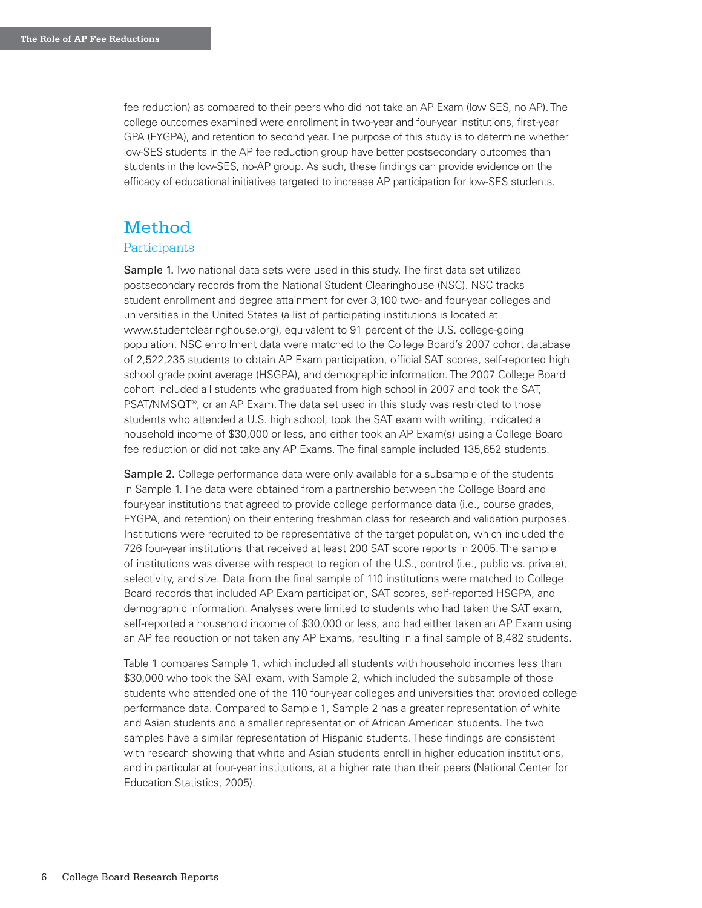fee reduction) as compared to their peers who did not take an AP Exam (low SES, no AP). The college outcomes examined were enrollment in two-year and four-year institutions, first-year GPA (FYGPA), and retention to second year. The purpose of this study is to determine whether low-SES students in the AP fee reduction group have better postsecondary outcomes than students in the low-SES, no-AP group. As such, these findings can provide evidence on the efficacy of educational initiatives targeted to increase AP participation for low-SES students.

# Method

## Participants

**Sample 1.** Two national data sets were used in this study. The first data set utilized postsecondary records from the National Student Clearinghouse (NSC). NSC tracks student enrollment and degree attainment for over 3,100 two- and four-year colleges and universities in the United States (a list of participating institutions is located at www.studentclearinghouse.org), equivalent to 91 percent of the U.S. college-going population. NSC enrollment data were matched to the College Board's 2007 cohort database of 2,522,235 students to obtain AP Exam participation, official SAT scores, self-reported high school grade point average (HSGPA), and demographic information. The 2007 College Board cohort included all students who graduated from high school in 2007 and took the SAT, PSAT/NMSQT®, or an AP Exam. The data set used in this study was restricted to those students who attended a U.S. high school, took the SAT exam with writing, indicated a household income of $30,000 or less, and either took an AP Exam(s) using a College Board fee reduction or did not take any AP Exams. The final sample included 135,652 students.

**Sample 2.** College performance data were only available for a subsample of the students in Sample 1. The data were obtained from a partnership between the College Board and four-year institutions that agreed to provide college performance data (i.e., course grades, FYGPA, and retention) on their entering freshman class for research and validation purposes. Institutions were recruited to be representative of the target population, which included the 726 four-year institutions that received at least 200 SAT score reports in 2005. The sample of institutions was diverse with respect to region of the U.S., control (i.e., public vs. private), selectivity, and size. Data from the final sample of 110 institutions were matched to College Board records that included AP Exam participation, SAT scores, self-reported HSGPA, and demographic information. Analyses were limited to students who had taken the SAT exam, self-reported a household income of $30,000 or less, and had either taken an AP Exam using an AP fee reduction or not taken any AP Exams, resulting in a final sample of 8,482 students.

Table 1 compares Sample 1, which included all students with household incomes less than $30,000 who took the SAT exam, with Sample 2, which included the subsample of those students who attended one of the 110 four-year colleges and universities that provided college performance data. Compared to Sample 1, Sample 2 has a greater representation of white and Asian students and a smaller representation of African American students. The two samples have a similar representation of Hispanic students. These findings are consistent with research showing that white and Asian students enroll in higher education institutions, and in particular at four-year institutions, at a higher rate than their peers (National Center for Education Statistics, 2005).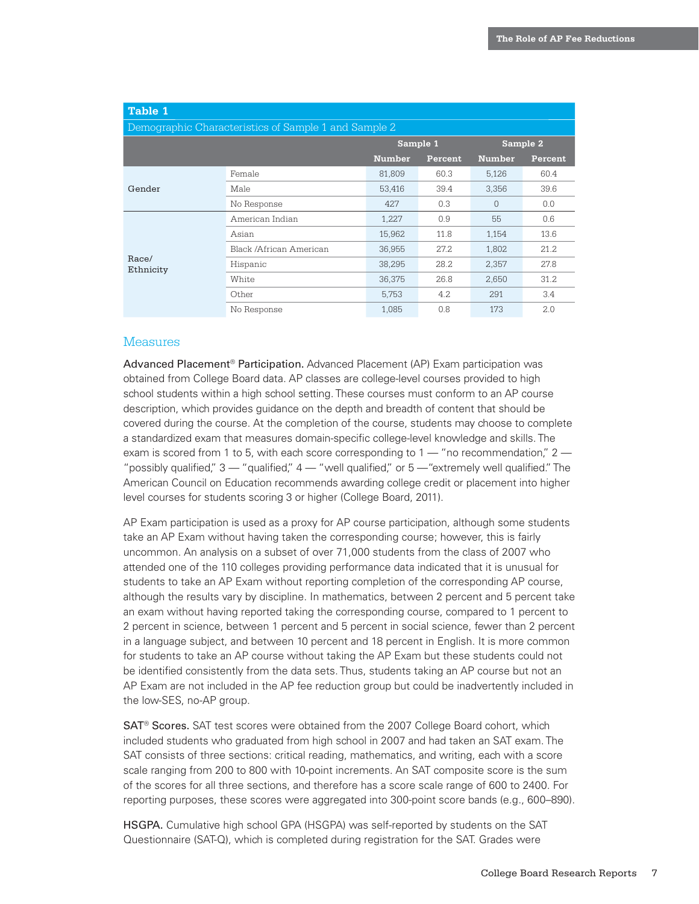**Table 1**

Demographic Characteristics of Sample 1 and Sample 2

| | | Sample 1 | | Sample 2 | |
|---|---|---|---|---|---|
| | | Number | Percent | Number | Percent |
| Gender | Female | 81,809 | 60.3 | 5,126 | 60.4 |
| | Male | 53,416 | 39.4 | 3,356 | 39.6 |
| | No Response | 427 | 0.3 | 0 | 0.0 |
| Race/ Ethnicity | American Indian | 1,227 | 0.9 | 55 | 0.6 |
| | Asian | 15,962 | 11.8 | 1,154 | 13.6 |
| | Black /African American | 36,955 | 27.2 | 1,802 | 21.2 |
| | Hispanic | 38,295 | 28.2 | 2,357 | 27.8 |
| | White | 36,375 | 26.8 | 2,650 | 31.2 |
| | Other | 5,753 | 4.2 | 291 | 3.4 |
| | No Response | 1,085 | 0.8 | 173 | 2.0 |

## Measures

**Advanced Placement® Participation.** Advanced Placement (AP) Exam participation was obtained from College Board data. AP classes are college-level courses provided to high school students within a high school setting. These courses must conform to an AP course description, which provides guidance on the depth and breadth of content that should be covered during the course. At the completion of the course, students may choose to complete a standardized exam that measures domain-specific college-level knowledge and skills. The exam is scored from 1 to 5, with each score corresponding to 1 — "no recommendation," 2 — "possibly qualified," 3 — "qualified," 4 — "well qualified," or 5 —"extremely well qualified." The American Council on Education recommends awarding college credit or placement into higher level courses for students scoring 3 or higher (College Board, 2011).

AP Exam participation is used as a proxy for AP course participation, although some students take an AP Exam without having taken the corresponding course; however, this is fairly uncommon. An analysis on a subset of over 71,000 students from the class of 2007 who attended one of the 110 colleges providing performance data indicated that it is unusual for students to take an AP Exam without reporting completion of the corresponding AP course, although the results vary by discipline. In mathematics, between 2 percent and 5 percent take an exam without having reported taking the corresponding course, compared to 1 percent to 2 percent in science, between 1 percent and 5 percent in social science, fewer than 2 percent in a language subject, and between 10 percent and 18 percent in English. It is more common for students to take an AP course without taking the AP Exam but these students could not be identified consistently from the data sets. Thus, students taking an AP course but not an AP Exam are not included in the AP fee reduction group but could be inadvertently included in the low-SES, no-AP group.

**SAT® Scores.** SAT test scores were obtained from the 2007 College Board cohort, which included students who graduated from high school in 2007 and had taken an SAT exam. The SAT consists of three sections: critical reading, mathematics, and writing, each with a score scale ranging from 200 to 800 with 10-point increments. An SAT composite score is the sum of the scores for all three sections, and therefore has a score scale range of 600 to 2400. For reporting purposes, these scores were aggregated into 300-point score bands (e.g., 600–890).

**HSGPA.** Cumulative high school GPA (HSGPA) was self-reported by students on the SAT Questionnaire (SAT-Q), which is completed during registration for the SAT. Grades were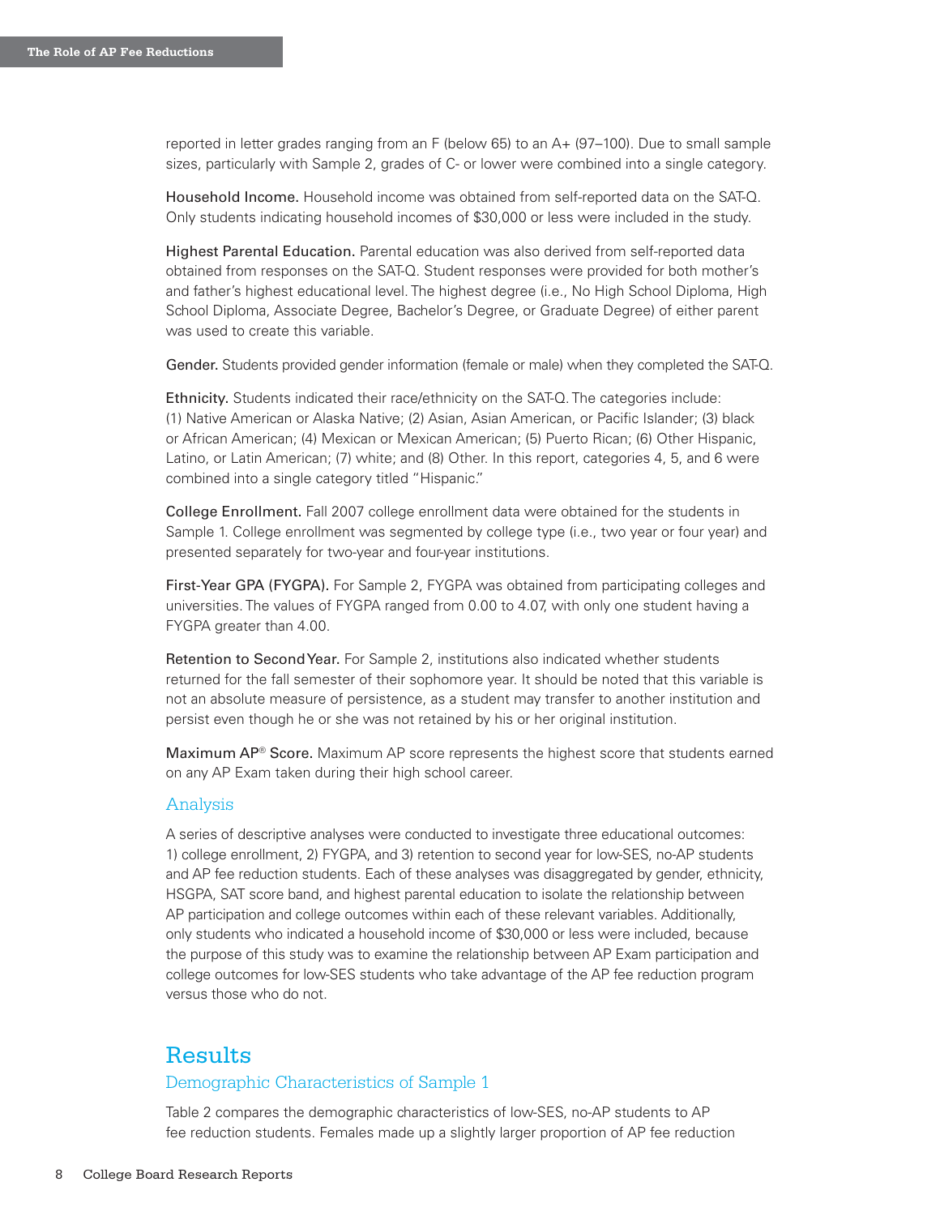reported in letter grades ranging from an F (below 65) to an A+ (97–100). Due to small sample sizes, particularly with Sample 2, grades of C- or lower were combined into a single category.

Household Income. Household income was obtained from self-reported data on the SAT-Q. Only students indicating household incomes of $30,000 or less were included in the study.

Highest Parental Education. Parental education was also derived from self-reported data obtained from responses on the SAT-Q. Student responses were provided for both mother's and father's highest educational level. The highest degree (i.e., No High School Diploma, High School Diploma, Associate Degree, Bachelor's Degree, or Graduate Degree) of either parent was used to create this variable.

Gender. Students provided gender information (female or male) when they completed the SAT-Q.

Ethnicity. Students indicated their race/ethnicity on the SAT-Q. The categories include: (1) Native American or Alaska Native; (2) Asian, Asian American, or Pacific Islander; (3) black or African American; (4) Mexican or Mexican American; (5) Puerto Rican; (6) Other Hispanic, Latino, or Latin American; (7) white; and (8) Other. In this report, categories 4, 5, and 6 were combined into a single category titled "Hispanic."

College Enrollment. Fall 2007 college enrollment data were obtained for the students in Sample 1. College enrollment was segmented by college type (i.e., two year or four year) and presented separately for two-year and four-year institutions.

First-Year GPA (FYGPA). For Sample 2, FYGPA was obtained from participating colleges and universities. The values of FYGPA ranged from 0.00 to 4.07, with only one student having a FYGPA greater than 4.00.

Retention to Second Year. For Sample 2, institutions also indicated whether students returned for the fall semester of their sophomore year. It should be noted that this variable is not an absolute measure of persistence, as a student may transfer to another institution and persist even though he or she was not retained by his or her original institution.

Maximum AP® Score. Maximum AP score represents the highest score that students earned on any AP Exam taken during their high school career.

### Analysis

A series of descriptive analyses were conducted to investigate three educational outcomes: 1) college enrollment, 2) FYGPA, and 3) retention to second year for low-SES, no-AP students and AP fee reduction students. Each of these analyses was disaggregated by gender, ethnicity, HSGPA, SAT score band, and highest parental education to isolate the relationship between AP participation and college outcomes within each of these relevant variables. Additionally, only students who indicated a household income of $30,000 or less were included, because the purpose of this study was to examine the relationship between AP Exam participation and college outcomes for low-SES students who take advantage of the AP fee reduction program versus those who do not.

## Results

### Demographic Characteristics of Sample 1

Table 2 compares the demographic characteristics of low-SES, no-AP students to AP fee reduction students. Females made up a slightly larger proportion of AP fee reduction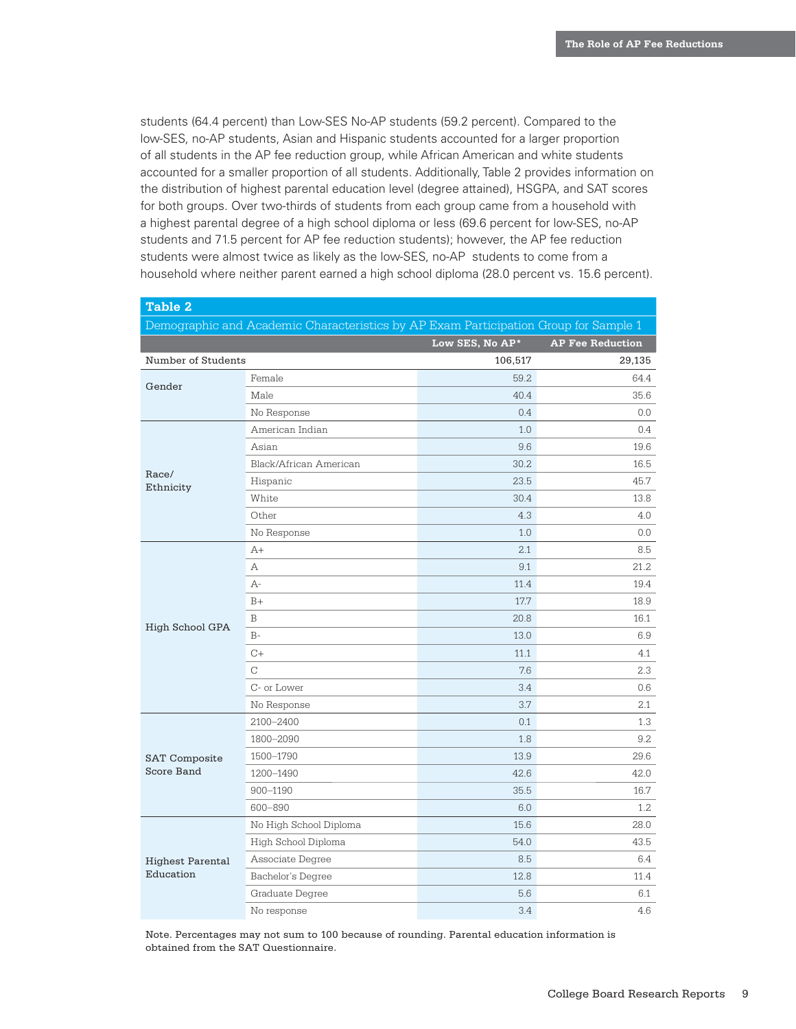students (64.4 percent) than Low-SES No-AP students (59.2 percent). Compared to the low-SES, no-AP students, Asian and Hispanic students accounted for a larger proportion of all students in the AP fee reduction group, while African American and white students accounted for a smaller proportion of all students. Additionally, Table 2 provides information on the distribution of highest parental education level (degree attained), HSGPA, and SAT scores for both groups. Over two-thirds of students from each group came from a household with a highest parental degree of a high school diploma or less (69.6 percent for low-SES, no-AP students and 71.5 percent for AP fee reduction students); however, the AP fee reduction students were almost twice as likely as the low-SES, no-AP students to come from a household where neither parent earned a high school diploma (28.0 percent vs. 15.6 percent).

**Table 2**

Demographic and Academic Characteristics by AP Exam Participation Group for Sample 1

| | | Low SES, No AP* | AP Fee Reduction |
|---|---|---|---|
| Number of Students | | 106,517 | 29,135 |
| Gender | Female | 59.2 | 64.4 |
| | Male | 40.4 | 35.6 |
| | No Response | 0.4 | 0.0 |
| Race/ Ethnicity | American Indian | 1.0 | 0.4 |
| | Asian | 9.6 | 19.6 |
| | Black/African American | 30.2 | 16.5 |
| | Hispanic | 23.5 | 45.7 |
| | White | 30.4 | 13.8 |
| | Other | 4.3 | 4.0 |
| | No Response | 1.0 | 0.0 |
| High School GPA | A+ | 2.1 | 8.5 |
| | A | 9.1 | 21.2 |
| | A- | 11.4 | 19.4 |
| | B+ | 17.7 | 18.9 |
| | B | 20.8 | 16.1 |
| | B- | 13.0 | 6.9 |
| | C+ | 11.1 | 4.1 |
| | C | 7.6 | 2.3 |
| | C- or Lower | 3.4 | 0.6 |
| | No Response | 3.7 | 2.1 |
| SAT Composite Score Band | 2100–2400 | 0.1 | 1.3 |
| | 1800–2090 | 1.8 | 9.2 |
| | 1500–1790 | 13.9 | 29.6 |
| | 1200–1490 | 42.6 | 42.0 |
| | 900–1190 | 35.5 | 16.7 |
| | 600–890 | 6.0 | 1.2 |
| Highest Parental Education | No High School Diploma | 15.6 | 28.0 |
| | High School Diploma | 54.0 | 43.5 |
| | Associate Degree | 8.5 | 6.4 |
| | Bachelor's Degree | 12.8 | 11.4 |
| | Graduate Degree | 5.6 | 6.1 |
| | No response | 3.4 | 4.6 |

Note. Percentages may not sum to 100 because of rounding. Parental education information is obtained from the SAT Questionnaire.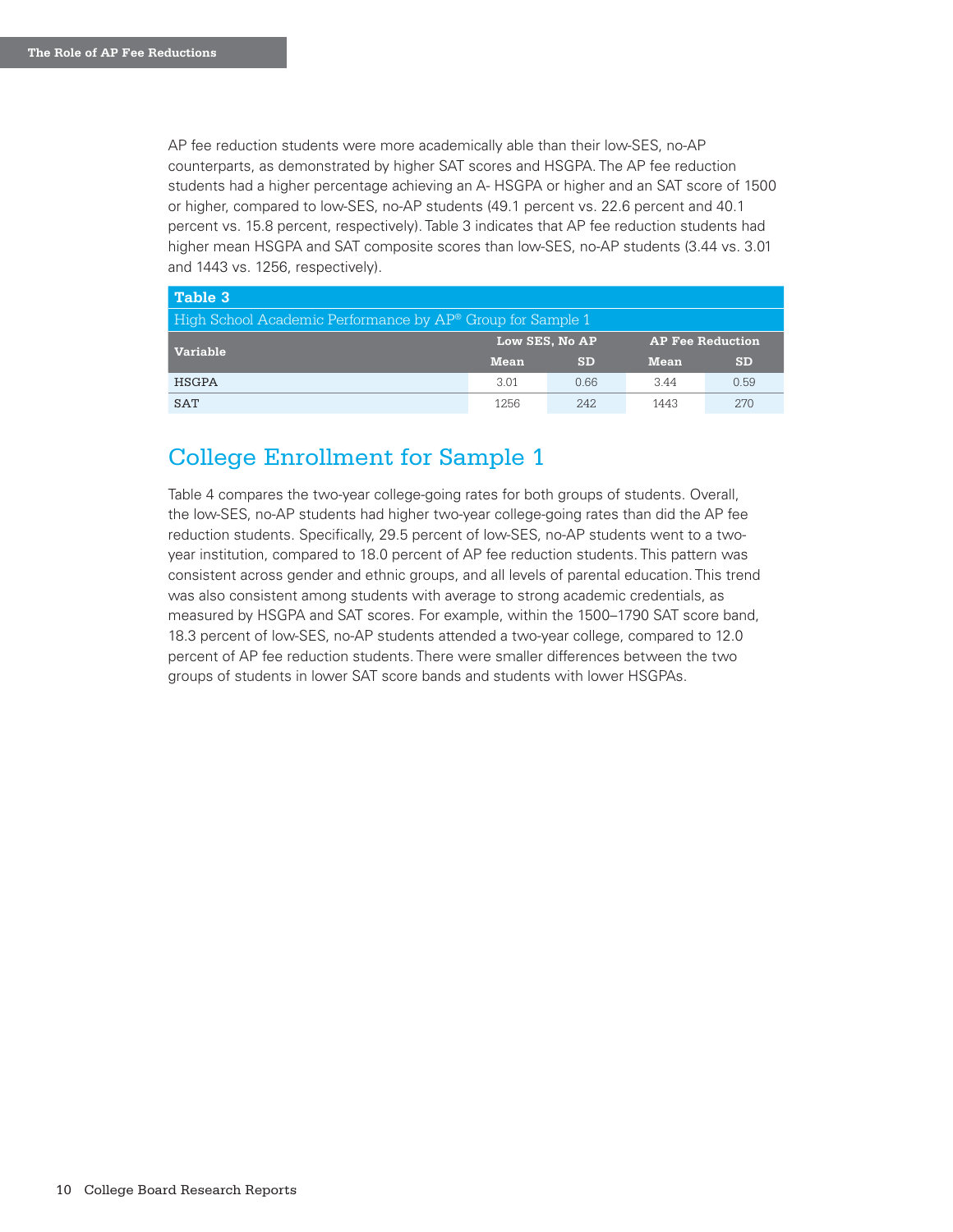AP fee reduction students were more academically able than their low-SES, no-AP counterparts, as demonstrated by higher SAT scores and HSGPA. The AP fee reduction students had a higher percentage achieving an A- HSGPA or higher and an SAT score of 1500 or higher, compared to low-SES, no-AP students (49.1 percent vs. 22.6 percent and 40.1 percent vs. 15.8 percent, respectively). Table 3 indicates that AP fee reduction students had higher mean HSGPA and SAT composite scores than low-SES, no-AP students (3.44 vs. 3.01 and 1443 vs. 1256, respectively).

**Table 3**

High School Academic Performance by AP® Group for Sample 1

| Variable | Low SES, No AP | | AP Fee Reduction | |
|---|---|---|---|---|
| | Mean | SD | Mean | SD |
| HSGPA | 3.01 | 0.66 | 3.44 | 0.59 |
| SAT | 1256 | 242 | 1443 | 270 |

## College Enrollment for Sample 1

Table 4 compares the two-year college-going rates for both groups of students. Overall, the low-SES, no-AP students had higher two-year college-going rates than did the AP fee reduction students. Specifically, 29.5 percent of low-SES, no-AP students went to a two-year institution, compared to 18.0 percent of AP fee reduction students. This pattern was consistent across gender and ethnic groups, and all levels of parental education. This trend was also consistent among students with average to strong academic credentials, as measured by HSGPA and SAT scores. For example, within the 1500–1790 SAT score band, 18.3 percent of low-SES, no-AP students attended a two-year college, compared to 12.0 percent of AP fee reduction students. There were smaller differences between the two groups of students in lower SAT score bands and students with lower HSGPAs.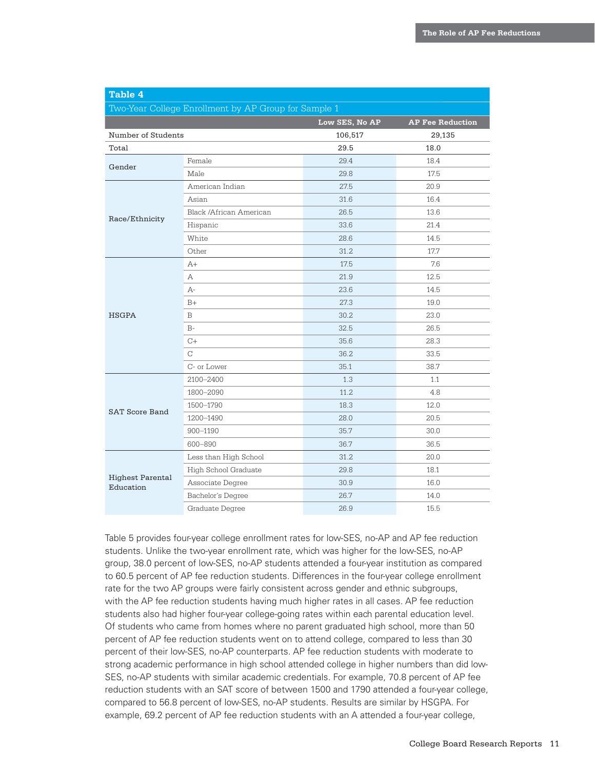**Table 4**

Two-Year College Enrollment by AP Group for Sample 1

| | | Low SES, No AP | AP Fee Reduction |
|---|---|---|---|
| Number of Students | | 106,517 | 29,135 |
| Total | | 29.5 | 18.0 |
| Gender | Female | 29.4 | 18.4 |
| | Male | 29.8 | 17.5 |
| Race/Ethnicity | American Indian | 27.5 | 20.9 |
| | Asian | 31.6 | 16.4 |
| | Black /African American | 26.5 | 13.6 |
| | Hispanic | 33.6 | 21.4 |
| | White | 28.6 | 14.5 |
| | Other | 31.2 | 17.7 |
| HSGPA | A+ | 17.5 | 7.6 |
| | A | 21.9 | 12.5 |
| | A- | 23.6 | 14.5 |
| | B+ | 27.3 | 19.0 |
| | B | 30.2 | 23.0 |
| | B- | 32.5 | 26.5 |
| | C+ | 35.6 | 28.3 |
| | C | 36.2 | 33.5 |
| | C- or Lower | 35.1 | 38.7 |
| SAT Score Band | 2100–2400 | 1.3 | 1.1 |
| | 1800–2090 | 11.2 | 4.8 |
| | 1500–1790 | 18.3 | 12.0 |
| | 1200–1490 | 28.0 | 20.5 |
| | 900–1190 | 35.7 | 30.0 |
| | 600–890 | 36.7 | 36.5 |
| Highest Parental Education | Less than High School | 31.2 | 20.0 |
| | High School Graduate | 29.8 | 18.1 |
| | Associate Degree | 30.9 | 16.0 |
| | Bachelor's Degree | 26.7 | 14.0 |
| | Graduate Degree | 26.9 | 15.5 |

Table 5 provides four-year college enrollment rates for low-SES, no-AP and AP fee reduction students. Unlike the two-year enrollment rate, which was higher for the low-SES, no-AP group, 38.0 percent of low-SES, no-AP students attended a four-year institution as compared to 60.5 percent of AP fee reduction students. Differences in the four-year college enrollment rate for the two AP groups were fairly consistent across gender and ethnic subgroups, with the AP fee reduction students having much higher rates in all cases. AP fee reduction students also had higher four-year college-going rates within each parental education level. Of students who came from homes where no parent graduated high school, more than 50 percent of AP fee reduction students went on to attend college, compared to less than 30 percent of their low-SES, no-AP counterparts. AP fee reduction students with moderate to strong academic performance in high school attended college in higher numbers than did low-SES, no-AP students with similar academic credentials. For example, 70.8 percent of AP fee reduction students with an SAT score of between 1500 and 1790 attended a four-year college, compared to 56.8 percent of low-SES, no-AP students. Results are similar by HSGPA. For example, 69.2 percent of AP fee reduction students with an A attended a four-year college,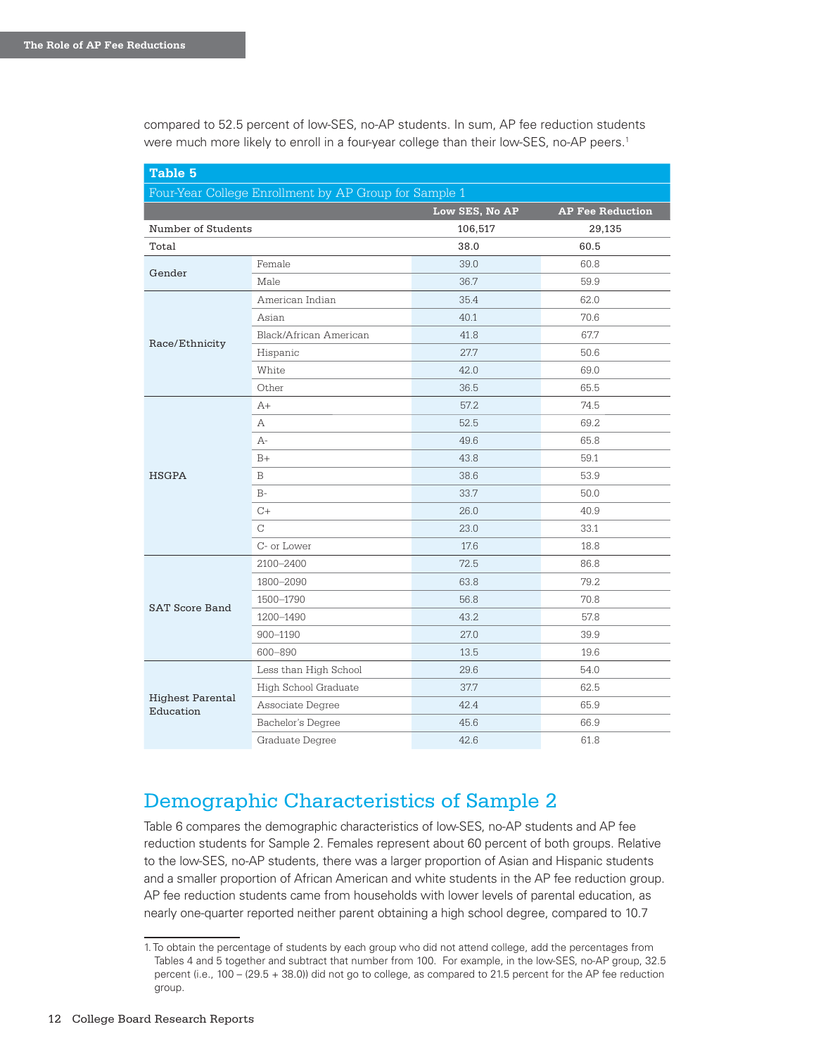compared to 52.5 percent of low-SES, no-AP students. In sum, AP fee reduction students were much more likely to enroll in a four-year college than their low-SES, no-AP peers.[1]

**Table 5**

Four-Year College Enrollment by AP Group for Sample 1

| | | Low SES, No AP | AP Fee Reduction |
|---|---|---|---|
| Number of Students | | 106,517 | 29,135 |
| Total | | 38.0 | 60.5 |
| Gender | Female | 39.0 | 60.8 |
| | Male | 36.7 | 59.9 |
| Race/Ethnicity | American Indian | 35.4 | 62.0 |
| | Asian | 40.1 | 70.6 |
| | Black/African American | 41.8 | 67.7 |
| | Hispanic | 27.7 | 50.6 |
| | White | 42.0 | 69.0 |
| | Other | 36.5 | 65.5 |
| HSGPA | A+ | 57.2 | 74.5 |
| | A | 52.5 | 69.2 |
| | A- | 49.6 | 65.8 |
| | B+ | 43.8 | 59.1 |
| | B | 38.6 | 53.9 |
| | B- | 33.7 | 50.0 |
| | C+ | 26.0 | 40.9 |
| | C | 23.0 | 33.1 |
| | C- or Lower | 17.6 | 18.8 |
| SAT Score Band | 2100–2400 | 72.5 | 86.8 |
| | 1800–2090 | 63.8 | 79.2 |
| | 1500–1790 | 56.8 | 70.8 |
| | 1200–1490 | 43.2 | 57.8 |
| | 900–1190 | 27.0 | 39.9 |
| | 600–890 | 13.5 | 19.6 |
| Highest Parental Education | Less than High School | 29.6 | 54.0 |
| | High School Graduate | 37.7 | 62.5 |
| | Associate Degree | 42.4 | 65.9 |
| | Bachelor's Degree | 45.6 | 66.9 |
| | Graduate Degree | 42.6 | 61.8 |

## Demographic Characteristics of Sample 2

Table 6 compares the demographic characteristics of low-SES, no-AP students and AP fee reduction students for Sample 2. Females represent about 60 percent of both groups. Relative to the low-SES, no-AP students, there was a larger proportion of Asian and Hispanic students and a smaller proportion of African American and white students in the AP fee reduction group. AP fee reduction students came from households with lower levels of parental education, as nearly one-quarter reported neither parent obtaining a high school degree, compared to 10.7

1. To obtain the percentage of students by each group who did not attend college, add the percentages from Tables 4 and 5 together and subtract that number from 100. For example, in the low-SES, no-AP group, 32.5 percent (i.e., 100 – (29.5 + 38.0)) did not go to college, as compared to 21.5 percent for the AP fee reduction group.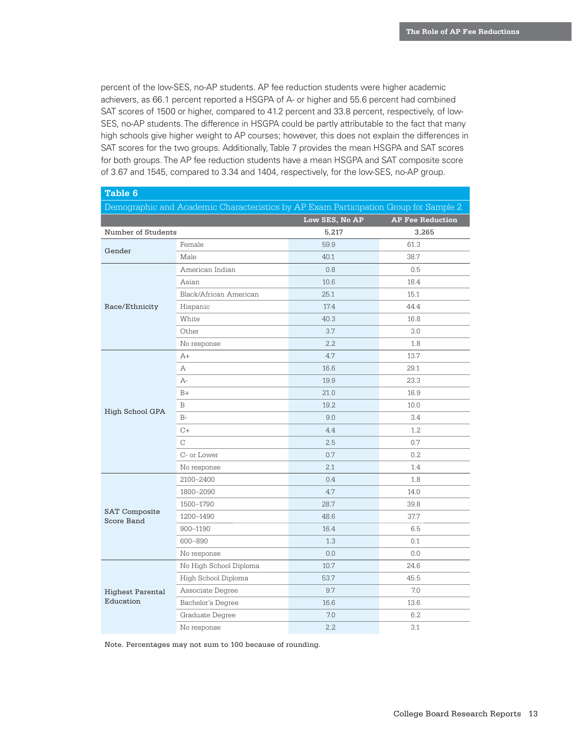percent of the low-SES, no-AP students. AP fee reduction students were higher academic achievers, as 66.1 percent reported a HSGPA of A- or higher and 55.6 percent had combined SAT scores of 1500 or higher, compared to 41.2 percent and 33.8 percent, respectively, of low-SES, no-AP students. The difference in HSGPA could be partly attributable to the fact that many high schools give higher weight to AP courses; however, this does not explain the differences in SAT scores for the two groups. Additionally, Table 7 provides the mean HSGPA and SAT scores for both groups. The AP fee reduction students have a mean HSGPA and SAT composite score of 3.67 and 1545, compared to 3.34 and 1404, respectively, for the low-SES, no-AP group.

**Table 6**

Demographic and Academic Characteristics by AP Exam Participation Group for Sample 2

| | | Low SES, No AP | AP Fee Reduction |
|---|---|---|---|
| Number of Students | | 5,217 | 3,265 |
| Gender | Female | 59.9 | 61.3 |
| | Male | 40.1 | 38.7 |
| Race/Ethnicity | American Indian | 0.8 | 0.5 |
| | Asian | 10.6 | 18.4 |
| | Black/African American | 25.1 | 15.1 |
| | Hispanic | 17.4 | 44.4 |
| | White | 40.3 | 16.8 |
| | Other | 3.7 | 3.0 |
| | No response | 2.2 | 1.8 |
| High School GPA | A+ | 4.7 | 13.7 |
| | A | 16.6 | 29.1 |
| | A- | 19.9 | 23.3 |
| | B+ | 21.0 | 16.9 |
| | B | 19.2 | 10.0 |
| | B- | 9.0 | 3.4 |
| | C+ | 4.4 | 1.2 |
| | C | 2.5 | 0.7 |
| | C- or Lower | 0.7 | 0.2 |
| | No response | 2.1 | 1.4 |
| SAT Composite Score Band | 2100–2400 | 0.4 | 1.8 |
| | 1800–2090 | 4.7 | 14.0 |
| | 1500–1790 | 28.7 | 39.8 |
| | 1200–1490 | 48.6 | 37.7 |
| | 900–1190 | 16.4 | 6.5 |
| | 600–890 | 1.3 | 0.1 |
| | No response | 0.0 | 0.0 |
| Highest Parental Education | No High School Diploma | 10.7 | 24.6 |
| | High School Diploma | 53.7 | 45.5 |
| | Associate Degree | 9.7 | 7.0 |
| | Bachelor's Degree | 16.6 | 13.6 |
| | Graduate Degree | 7.0 | 6.2 |
| | No response | 2.2 | 3.1 |

Note. Percentages may not sum to 100 because of rounding.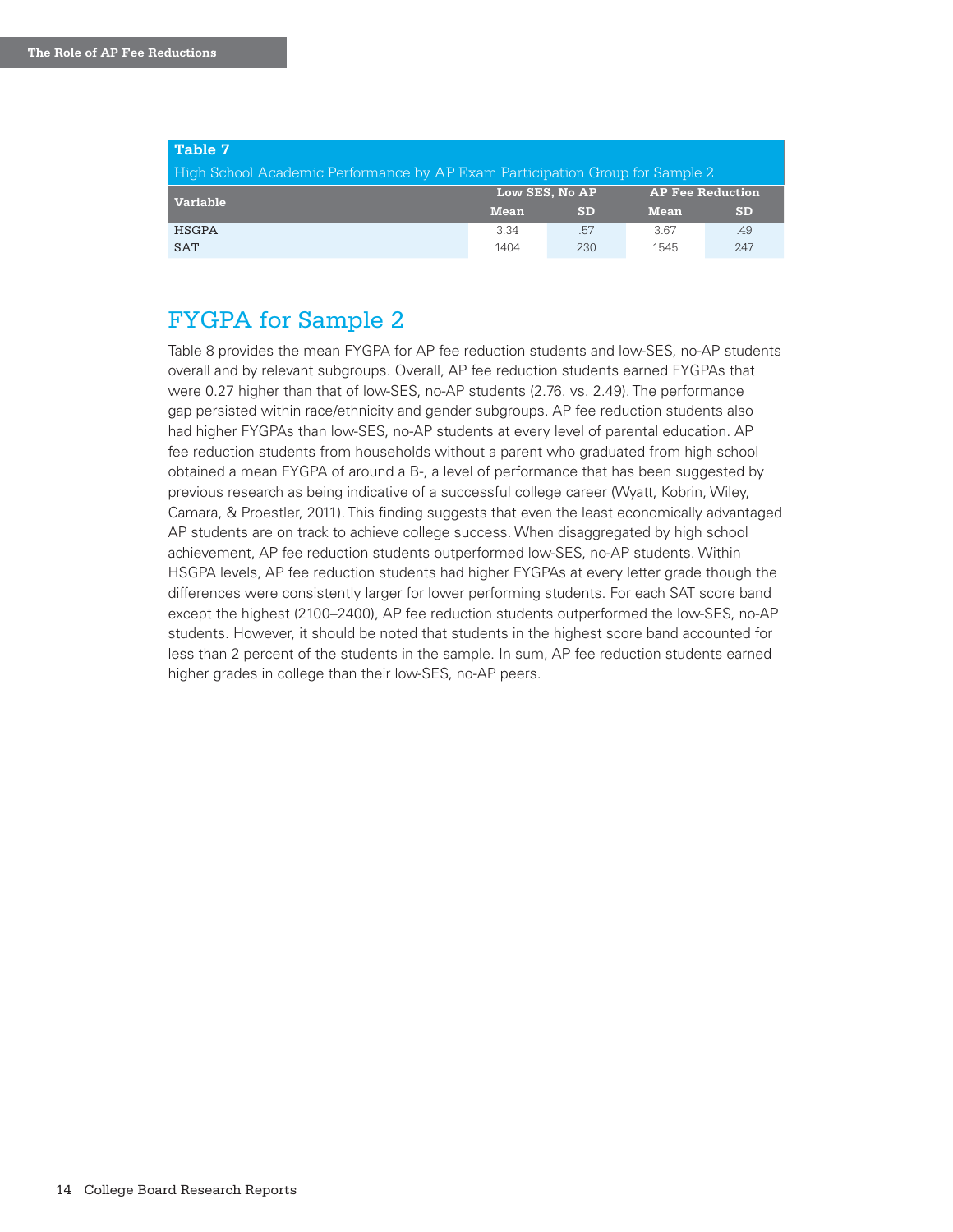**Table 7**

High School Academic Performance by AP Exam Participation Group for Sample 2

| Variable | Low SES, No AP | | AP Fee Reduction | |
|---|---|---|---|---|
| | Mean | SD | Mean | SD |
| HSGPA | 3.34 | .57 | 3.67 | .49 |
| SAT | 1404 | 230 | 1545 | 247 |

## FYGPA for Sample 2

Table 8 provides the mean FYGPA for AP fee reduction students and low-SES, no-AP students overall and by relevant subgroups. Overall, AP fee reduction students earned FYGPAs that were 0.27 higher than that of low-SES, no-AP students (2.76. vs. 2.49). The performance gap persisted within race/ethnicity and gender subgroups. AP fee reduction students also had higher FYGPAs than low-SES, no-AP students at every level of parental education. AP fee reduction students from households without a parent who graduated from high school obtained a mean FYGPA of around a B-, a level of performance that has been suggested by previous research as being indicative of a successful college career (Wyatt, Kobrin, Wiley, Camara, & Proestler, 2011). This finding suggests that even the least economically advantaged AP students are on track to achieve college success. When disaggregated by high school achievement, AP fee reduction students outperformed low-SES, no-AP students. Within HSGPA levels, AP fee reduction students had higher FYGPAs at every letter grade though the differences were consistently larger for lower performing students. For each SAT score band except the highest (2100–2400), AP fee reduction students outperformed the low-SES, no-AP students. However, it should be noted that students in the highest score band accounted for less than 2 percent of the students in the sample. In sum, AP fee reduction students earned higher grades in college than their low-SES, no-AP peers.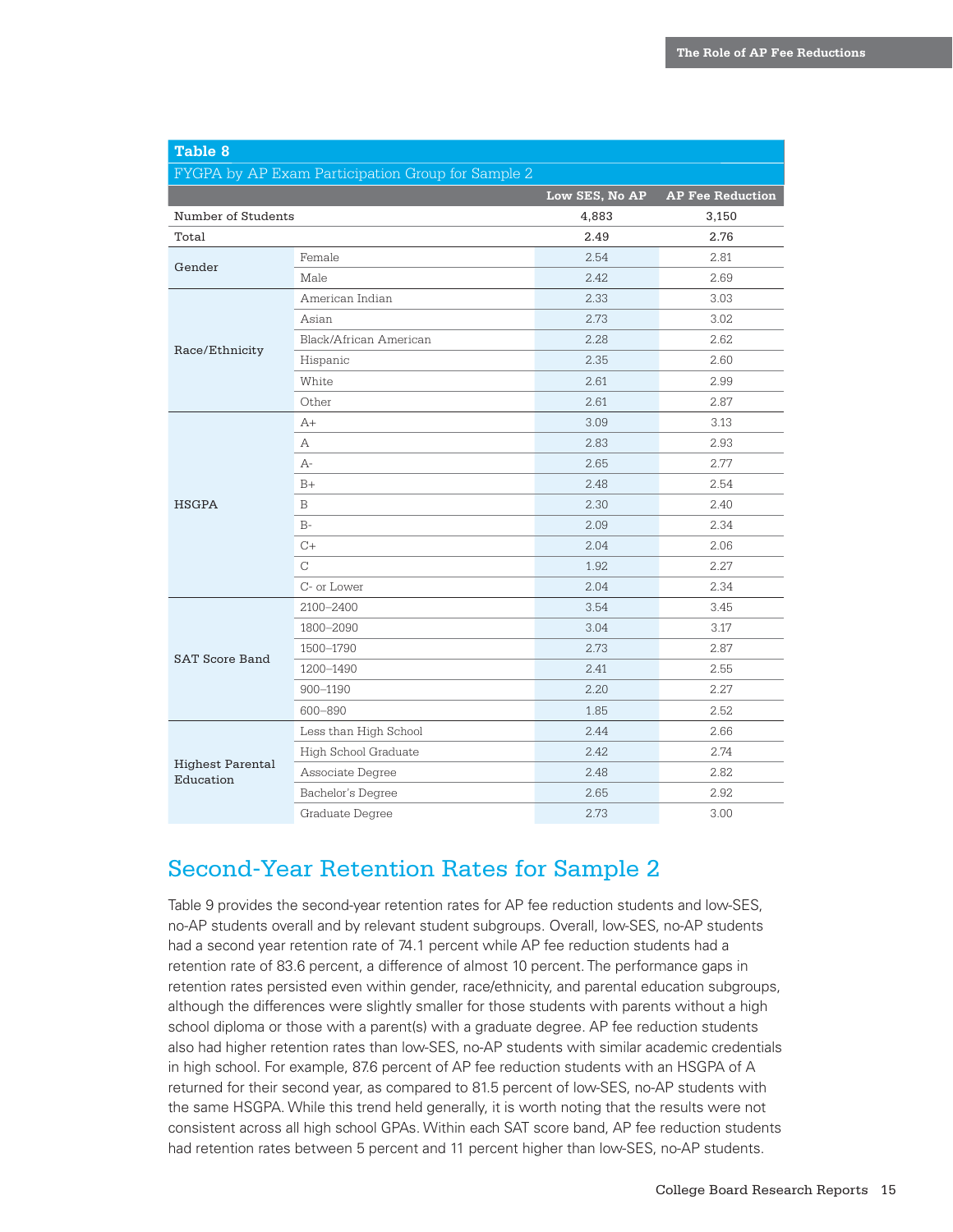**Table 8**

FYGPA by AP Exam Participation Group for Sample 2

| | | Low SES, No AP | AP Fee Reduction |
|---|---|---|---|
| Number of Students | | 4,883 | 3,150 |
| Total | | 2.49 | 2.76 |
| Gender | Female | 2.54 | 2.81 |
| | Male | 2.42 | 2.69 |
| Race/Ethnicity | American Indian | 2.33 | 3.03 |
| | Asian | 2.73 | 3.02 |
| | Black/African American | 2.28 | 2.62 |
| | Hispanic | 2.35 | 2.60 |
| | White | 2.61 | 2.99 |
| | Other | 2.61 | 2.87 |
| HSGPA | A+ | 3.09 | 3.13 |
| | A | 2.83 | 2.93 |
| | A- | 2.65 | 2.77 |
| | B+ | 2.48 | 2.54 |
| | B | 2.30 | 2.40 |
| | B- | 2.09 | 2.34 |
| | C+ | 2.04 | 2.06 |
| | C | 1.92 | 2.27 |
| | C- or Lower | 2.04 | 2.34 |
| SAT Score Band | 2100–2400 | 3.54 | 3.45 |
| | 1800–2090 | 3.04 | 3.17 |
| | 1500–1790 | 2.73 | 2.87 |
| | 1200–1490 | 2.41 | 2.55 |
| | 900–1190 | 2.20 | 2.27 |
| | 600–890 | 1.85 | 2.52 |
| Highest Parental Education | Less than High School | 2.44 | 2.66 |
| | High School Graduate | 2.42 | 2.74 |
| | Associate Degree | 2.48 | 2.82 |
| | Bachelor's Degree | 2.65 | 2.92 |
| | Graduate Degree | 2.73 | 3.00 |

## Second-Year Retention Rates for Sample 2

Table 9 provides the second-year retention rates for AP fee reduction students and low-SES, no-AP students overall and by relevant student subgroups. Overall, low-SES, no-AP students had a second year retention rate of 74.1 percent while AP fee reduction students had a retention rate of 83.6 percent, a difference of almost 10 percent. The performance gaps in retention rates persisted even within gender, race/ethnicity, and parental education subgroups, although the differences were slightly smaller for those students with parents without a high school diploma or those with a parent(s) with a graduate degree. AP fee reduction students also had higher retention rates than low-SES, no-AP students with similar academic credentials in high school. For example, 87.6 percent of AP fee reduction students with an HSGPA of A returned for their second year, as compared to 81.5 percent of low-SES, no-AP students with the same HSGPA. While this trend held generally, it is worth noting that the results were not consistent across all high school GPAs. Within each SAT score band, AP fee reduction students had retention rates between 5 percent and 11 percent higher than low-SES, no-AP students.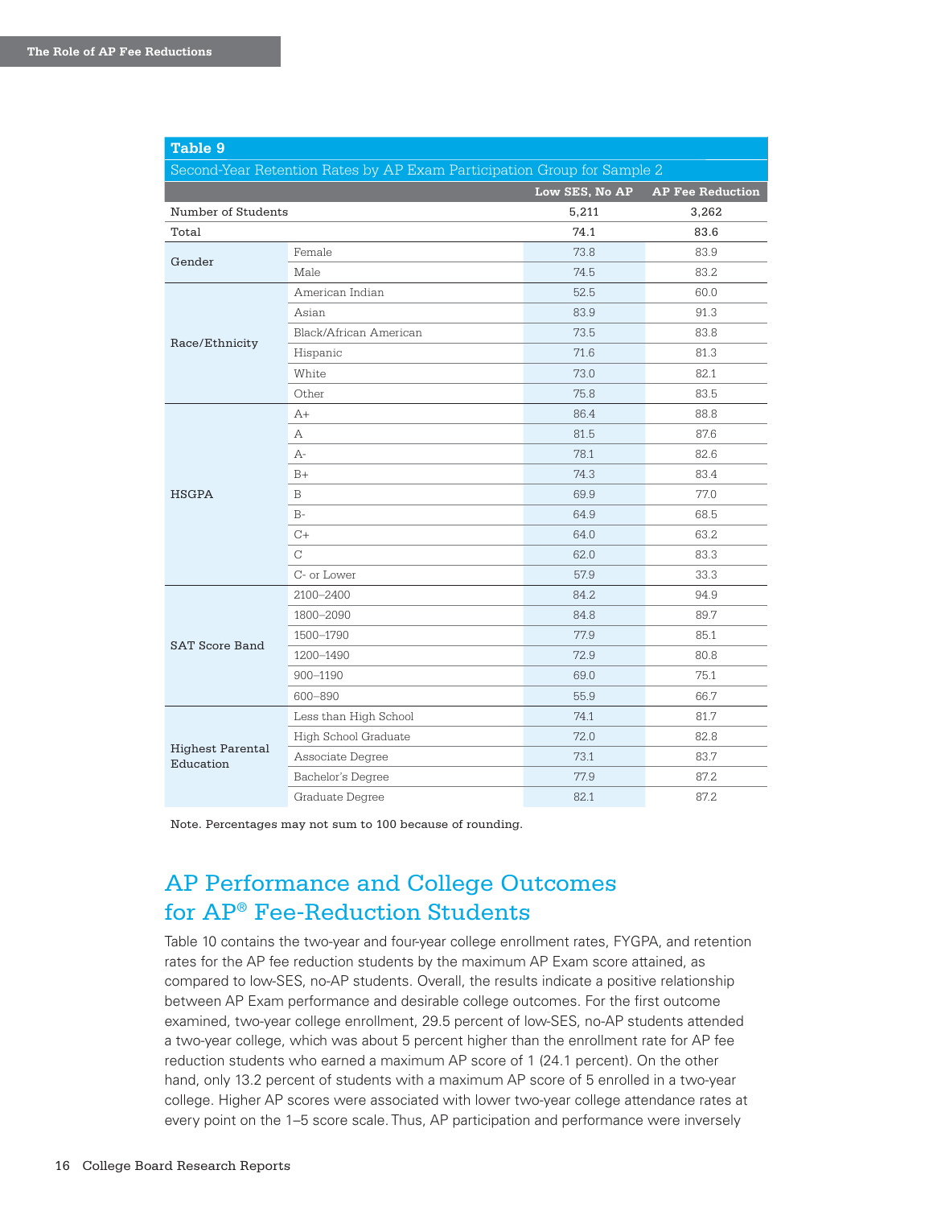**Table 9**

Second-Year Retention Rates by AP Exam Participation Group for Sample 2

| | | Low SES, No AP | AP Fee Reduction |
|---|---|---|---|
| Number of Students | | 5,211 | 3,262 |
| Total | | 74.1 | 83.6 |
| Gender | Female | 73.8 | 83.9 |
| | Male | 74.5 | 83.2 |
| Race/Ethnicity | American Indian | 52.5 | 60.0 |
| | Asian | 83.9 | 91.3 |
| | Black/African American | 73.5 | 83.8 |
| | Hispanic | 71.6 | 81.3 |
| | White | 73.0 | 82.1 |
| | Other | 75.8 | 83.5 |
| HSGPA | A+ | 86.4 | 88.8 |
| | A | 81.5 | 87.6 |
| | A- | 78.1 | 82.6 |
| | B+ | 74.3 | 83.4 |
| | B | 69.9 | 77.0 |
| | B- | 64.9 | 68.5 |
| | C+ | 64.0 | 63.2 |
| | C | 62.0 | 83.3 |
| | C- or Lower | 57.9 | 33.3 |
| SAT Score Band | 2100–2400 | 84.2 | 94.9 |
| | 1800–2090 | 84.8 | 89.7 |
| | 1500–1790 | 77.9 | 85.1 |
| | 1200–1490 | 72.9 | 80.8 |
| | 900–1190 | 69.0 | 75.1 |
| | 600–890 | 55.9 | 66.7 |
| Highest Parental Education | Less than High School | 74.1 | 81.7 |
| | High School Graduate | 72.0 | 82.8 |
| | Associate Degree | 73.1 | 83.7 |
| | Bachelor's Degree | 77.9 | 87.2 |
| | Graduate Degree | 82.1 | 87.2 |

Note. Percentages may not sum to 100 because of rounding.

## AP Performance and College Outcomes for AP® Fee-Reduction Students

Table 10 contains the two-year and four-year college enrollment rates, FYGPA, and retention rates for the AP fee reduction students by the maximum AP Exam score attained, as compared to low-SES, no-AP students. Overall, the results indicate a positive relationship between AP Exam performance and desirable college outcomes. For the first outcome examined, two-year college enrollment, 29.5 percent of low-SES, no-AP students attended a two-year college, which was about 5 percent higher than the enrollment rate for AP fee reduction students who earned a maximum AP score of 1 (24.1 percent). On the other hand, only 13.2 percent of students with a maximum AP score of 5 enrolled in a two-year college. Higher AP scores were associated with lower two-year college attendance rates at every point on the 1–5 score scale. Thus, AP participation and performance were inversely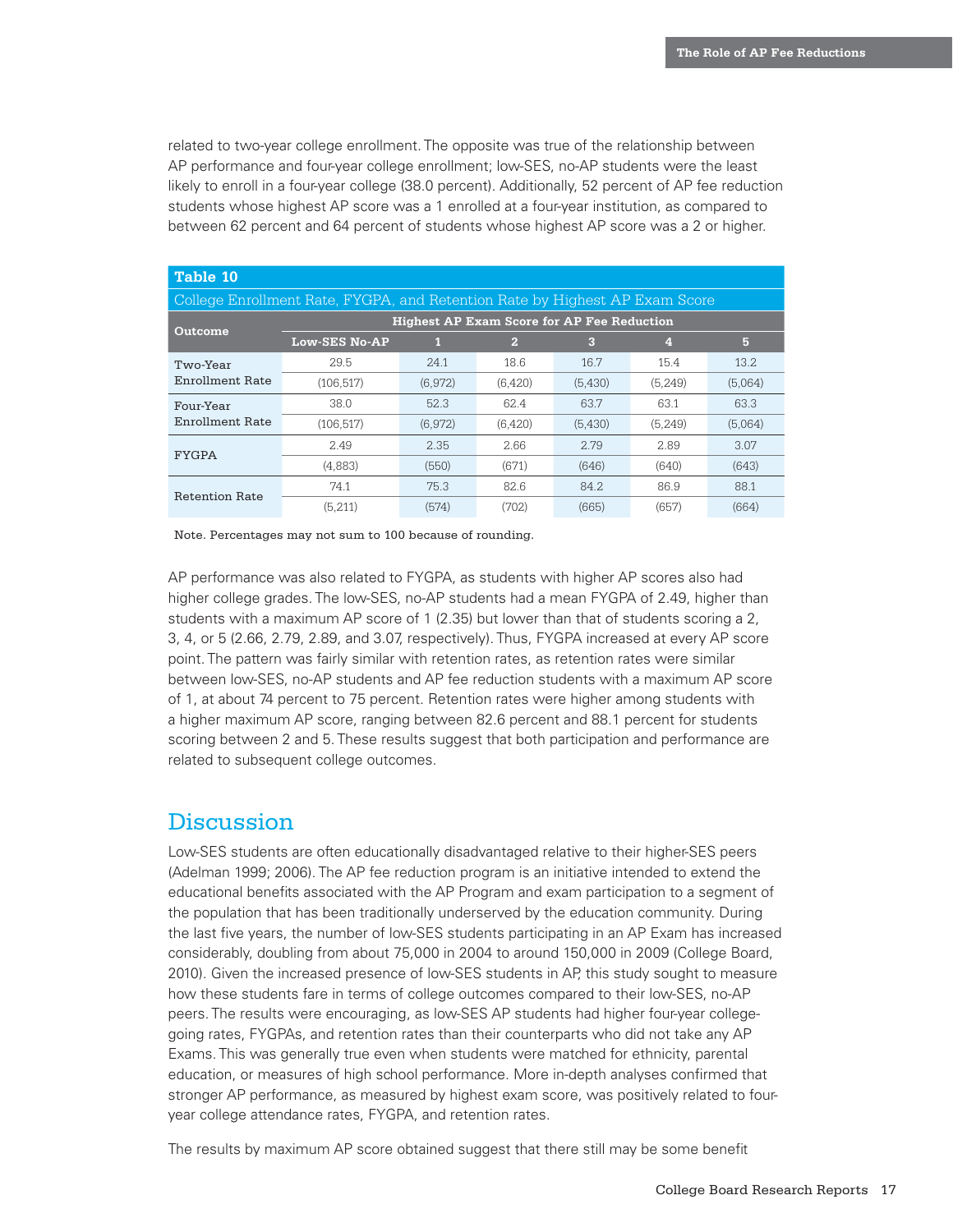related to two-year college enrollment. The opposite was true of the relationship between AP performance and four-year college enrollment; low-SES, no-AP students were the least likely to enroll in a four-year college (38.0 percent). Additionally, 52 percent of AP fee reduction students whose highest AP score was a 1 enrolled at a four-year institution, as compared to between 62 percent and 64 percent of students whose highest AP score was a 2 or higher.

**Table 10**

College Enrollment Rate, FYGPA, and Retention Rate by Highest AP Exam Score

| Outcome | Highest AP Exam Score for AP Fee Reduction | | | | | |
|---|---|---|---|---|---|---|
| | Low-SES No-AP | 1 | 2 | 3 | 4 | 5 |
| Two-Year Enrollment Rate | 29.5 | 24.1 | 18.6 | 16.7 | 15.4 | 13.2 |
| | (106,517) | (6,972) | (6,420) | (5,430) | (5,249) | (5,064) |
| Four-Year Enrollment Rate | 38.0 | 52.3 | 62.4 | 63.7 | 63.1 | 63.3 |
| | (106,517) | (6,972) | (6,420) | (5,430) | (5,249) | (5,064) |
| FYGPA | 2.49 | 2.35 | 2.66 | 2.79 | 2.89 | 3.07 |
| | (4,883) | (550) | (671) | (646) | (640) | (643) |
| Retention Rate | 74.1 | 75.3 | 82.6 | 84.2 | 86.9 | 88.1 |
| | (5,211) | (574) | (702) | (665) | (657) | (664) |

Note. Percentages may not sum to 100 because of rounding.

AP performance was also related to FYGPA, as students with higher AP scores also had higher college grades. The low-SES, no-AP students had a mean FYGPA of 2.49, higher than students with a maximum AP score of 1 (2.35) but lower than that of students scoring a 2, 3, 4, or 5 (2.66, 2.79, 2.89, and 3.07, respectively). Thus, FYGPA increased at every AP score point. The pattern was fairly similar with retention rates, as retention rates were similar between low-SES, no-AP students and AP fee reduction students with a maximum AP score of 1, at about 74 percent to 75 percent. Retention rates were higher among students with a higher maximum AP score, ranging between 82.6 percent and 88.1 percent for students scoring between 2 and 5. These results suggest that both participation and performance are related to subsequent college outcomes.

## Discussion

Low-SES students are often educationally disadvantaged relative to their higher-SES peers (Adelman 1999; 2006). The AP fee reduction program is an initiative intended to extend the educational benefits associated with the AP Program and exam participation to a segment of the population that has been traditionally underserved by the education community. During the last five years, the number of low-SES students participating in an AP Exam has increased considerably, doubling from about 75,000 in 2004 to around 150,000 in 2009 (College Board, 2010). Given the increased presence of low-SES students in AP, this study sought to measure how these students fare in terms of college outcomes compared to their low-SES, no-AP peers. The results were encouraging, as low-SES AP students had higher four-year college-going rates, FYGPAs, and retention rates than their counterparts who did not take any AP Exams. This was generally true even when students were matched for ethnicity, parental education, or measures of high school performance. More in-depth analyses confirmed that stronger AP performance, as measured by highest exam score, was positively related to four-year college attendance rates, FYGPA, and retention rates.

The results by maximum AP score obtained suggest that there still may be some benefit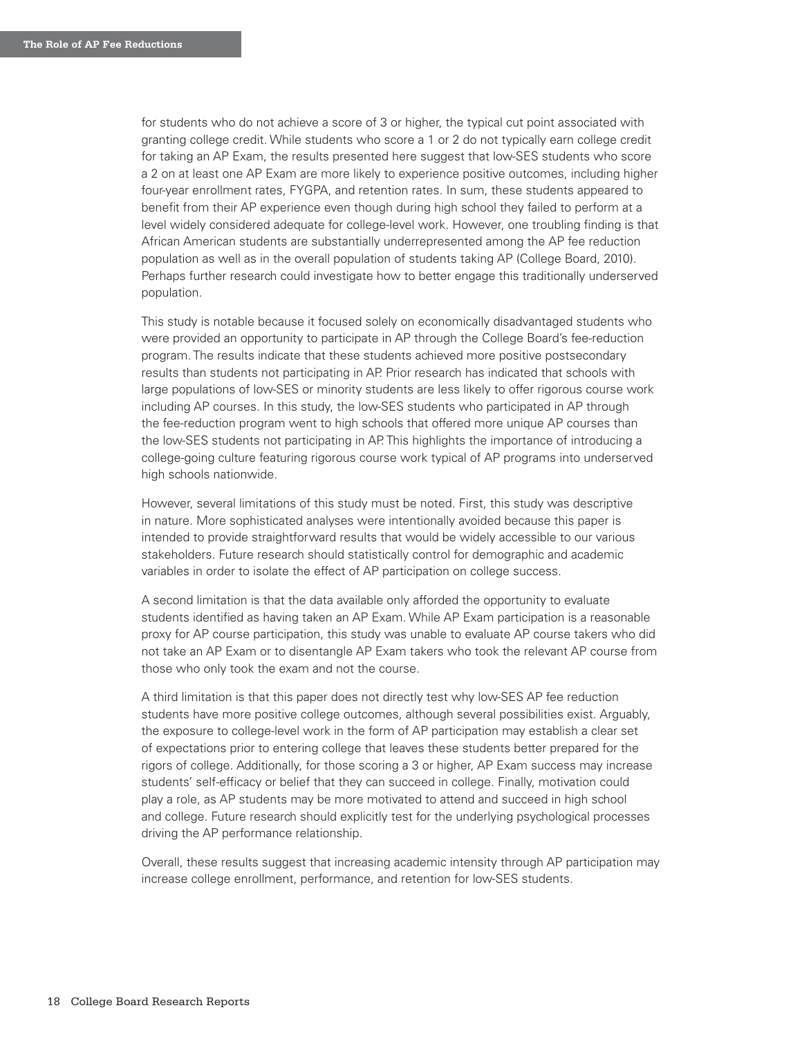for students who do not achieve a score of 3 or higher, the typical cut point associated with granting college credit. While students who score a 1 or 2 do not typically earn college credit for taking an AP Exam, the results presented here suggest that low-SES students who score a 2 on at least one AP Exam are more likely to experience positive outcomes, including higher four-year enrollment rates, FYGPA, and retention rates. In sum, these students appeared to benefit from their AP experience even though during high school they failed to perform at a level widely considered adequate for college-level work. However, one troubling finding is that African American students are substantially underrepresented among the AP fee reduction population as well as in the overall population of students taking AP (College Board, 2010). Perhaps further research could investigate how to better engage this traditionally underserved population.

This study is notable because it focused solely on economically disadvantaged students who were provided an opportunity to participate in AP through the College Board's fee-reduction program. The results indicate that these students achieved more positive postsecondary results than students not participating in AP. Prior research has indicated that schools with large populations of low-SES or minority students are less likely to offer rigorous course work including AP courses. In this study, the low-SES students who participated in AP through the fee-reduction program went to high schools that offered more unique AP courses than the low-SES students not participating in AP. This highlights the importance of introducing a college-going culture featuring rigorous course work typical of AP programs into underserved high schools nationwide.

However, several limitations of this study must be noted. First, this study was descriptive in nature. More sophisticated analyses were intentionally avoided because this paper is intended to provide straightforward results that would be widely accessible to our various stakeholders. Future research should statistically control for demographic and academic variables in order to isolate the effect of AP participation on college success.

A second limitation is that the data available only afforded the opportunity to evaluate students identified as having taken an AP Exam. While AP Exam participation is a reasonable proxy for AP course participation, this study was unable to evaluate AP course takers who did not take an AP Exam or to disentangle AP Exam takers who took the relevant AP course from those who only took the exam and not the course.

A third limitation is that this paper does not directly test why low-SES AP fee reduction students have more positive college outcomes, although several possibilities exist. Arguably, the exposure to college-level work in the form of AP participation may establish a clear set of expectations prior to entering college that leaves these students better prepared for the rigors of college. Additionally, for those scoring a 3 or higher, AP Exam success may increase students' self-efficacy or belief that they can succeed in college. Finally, motivation could play a role, as AP students may be more motivated to attend and succeed in high school and college. Future research should explicitly test for the underlying psychological processes driving the AP performance relationship.

Overall, these results suggest that increasing academic intensity through AP participation may increase college enrollment, performance, and retention for low-SES students.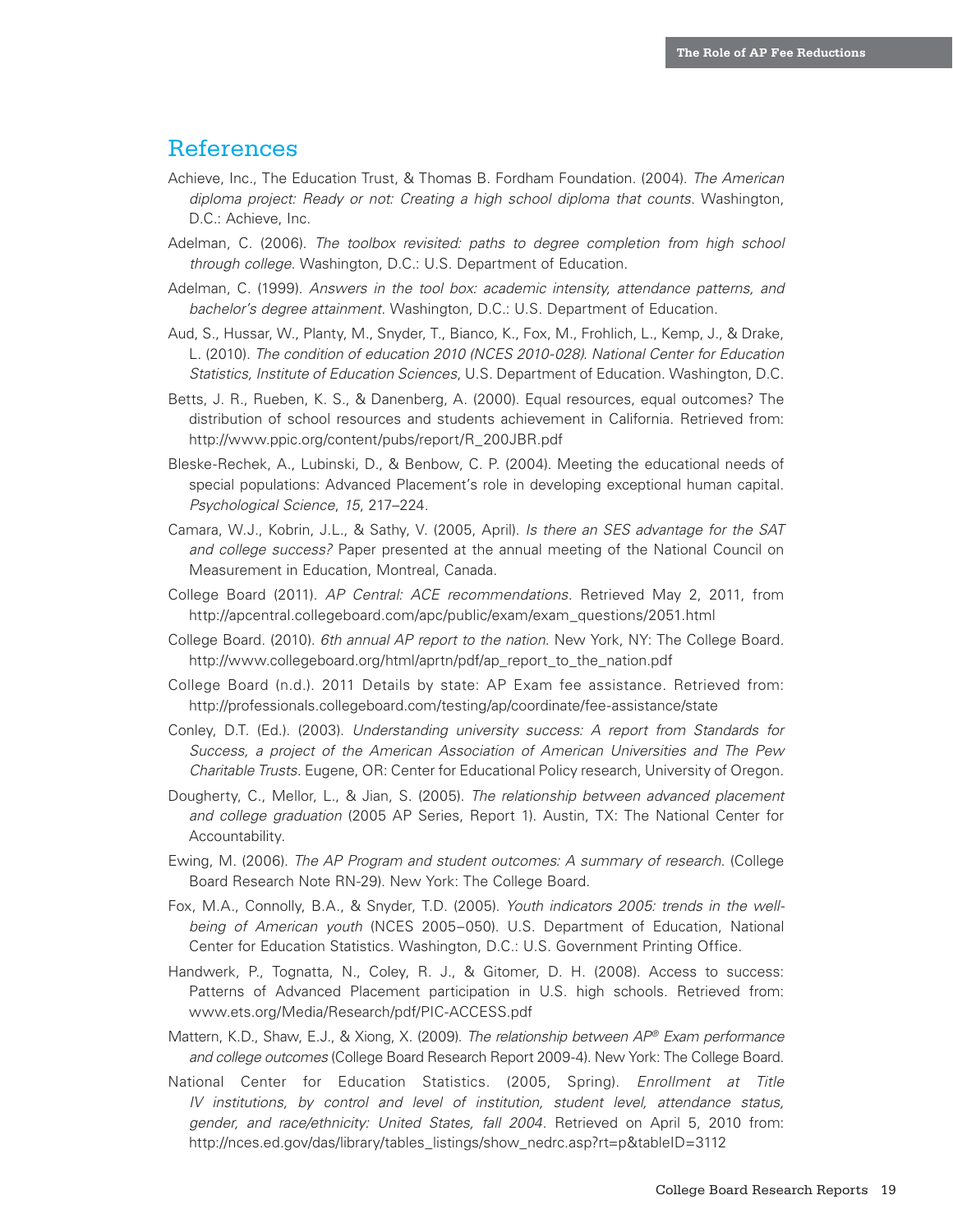## References

Achieve, Inc., The Education Trust, & Thomas B. Fordham Foundation. (2004). *The American diploma project: Ready or not: Creating a high school diploma that counts.* Washington, D.C.: Achieve, Inc.

Adelman, C. (2006). *The toolbox revisited: paths to degree completion from high school through college.* Washington, D.C.: U.S. Department of Education.

Adelman, C. (1999). *Answers in the tool box: academic intensity, attendance patterns, and bachelor's degree attainment.* Washington, D.C.: U.S. Department of Education.

Aud, S., Hussar, W., Planty, M., Snyder, T., Bianco, K., Fox, M., Frohlich, L., Kemp, J., & Drake, L. (2010). *The condition of education 2010 (NCES 2010-028). National Center for Education Statistics, Institute of Education Sciences*, U.S. Department of Education. Washington, D.C.

Betts, J. R., Rueben, K. S., & Danenberg, A. (2000). Equal resources, equal outcomes? The distribution of school resources and students achievement in California. Retrieved from: http://www.ppic.org/content/pubs/report/R_200JBR.pdf

Bleske-Rechek, A., Lubinski, D., & Benbow, C. P. (2004). Meeting the educational needs of special populations: Advanced Placement's role in developing exceptional human capital. *Psychological Science*, *15*, 217–224.

Camara, W.J., Kobrin, J.L., & Sathy, V. (2005, April). *Is there an SES advantage for the SAT and college success?* Paper presented at the annual meeting of the National Council on Measurement in Education, Montreal, Canada.

College Board (2011). *AP Central: ACE recommendations.* Retrieved May 2, 2011, from http://apcentral.collegeboard.com/apc/public/exam/exam_questions/2051.html

College Board. (2010). *6th annual AP report to the nation.* New York, NY: The College Board. http://www.collegeboard.org/html/aprtn/pdf/ap_report_to_the_nation.pdf

College Board (n.d.). 2011 Details by state: AP Exam fee assistance. Retrieved from: http://professionals.collegeboard.com/testing/ap/coordinate/fee-assistance/state

Conley, D.T. (Ed.). (2003). *Understanding university success: A report from Standards for Success, a project of the American Association of American Universities and The Pew Charitable Trusts.* Eugene, OR: Center for Educational Policy research, University of Oregon.

Dougherty, C., Mellor, L., & Jian, S. (2005). *The relationship between advanced placement and college graduation* (2005 AP Series, Report 1). Austin, TX: The National Center for Accountability.

Ewing, M. (2006). *The AP Program and student outcomes: A summary of research.* (College Board Research Note RN-29). New York: The College Board.

Fox, M.A., Connolly, B.A., & Snyder, T.D. (2005). *Youth indicators 2005: trends in the well-being of American youth* (NCES 2005–050). U.S. Department of Education, National Center for Education Statistics. Washington, D.C.: U.S. Government Printing Office.

Handwerk, P., Tognatta, N., Coley, R. J., & Gitomer, D. H. (2008). Access to success: Patterns of Advanced Placement participation in U.S. high schools. Retrieved from: www.ets.org/Media/Research/pdf/PIC-ACCESS.pdf

Mattern, K.D., Shaw, E.J., & Xiong, X. (2009). *The relationship between AP® Exam performance and college outcomes* (College Board Research Report 2009-4). New York: The College Board.

National Center for Education Statistics. (2005, Spring). *Enrollment at Title IV institutions, by control and level of institution, student level, attendance status, gender, and race/ethnicity: United States, fall 2004.* Retrieved on April 5, 2010 from: http://nces.ed.gov/das/library/tables_listings/show_nedrc.asp?rt=p&tableID=3112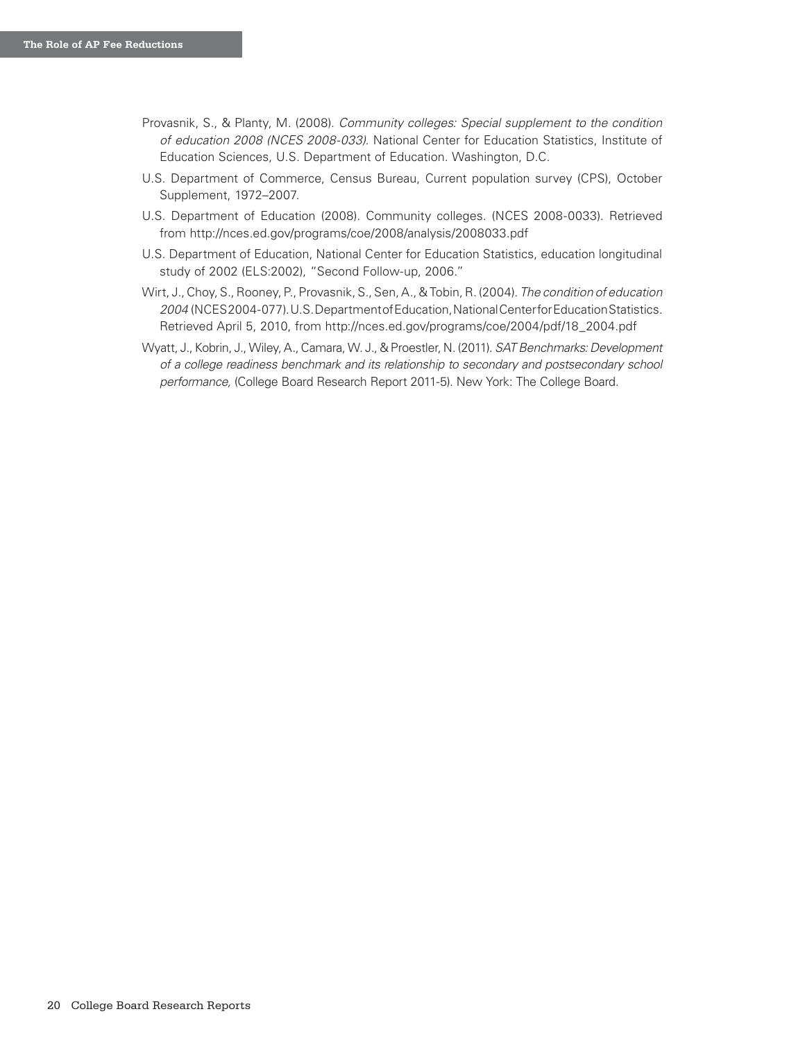Provasnik, S., & Planty, M. (2008). *Community colleges: Special supplement to the condition of education 2008 (NCES 2008-033).* National Center for Education Statistics, Institute of Education Sciences, U.S. Department of Education. Washington, D.C.

U.S. Department of Commerce, Census Bureau, Current population survey (CPS), October Supplement, 1972–2007.

U.S. Department of Education (2008). Community colleges. (NCES 2008-0033). Retrieved from http://nces.ed.gov/programs/coe/2008/analysis/2008033.pdf

U.S. Department of Education, National Center for Education Statistics, education longitudinal study of 2002 (ELS:2002), "Second Follow-up, 2006."

Wirt, J., Choy, S., Rooney, P., Provasnik, S., Sen, A., & Tobin, R. (2004). *The condition of education 2004* (NCES 2004-077). U.S. Department of Education, National Center for Education Statistics. Retrieved April 5, 2010, from http://nces.ed.gov/programs/coe/2004/pdf/18_2004.pdf

Wyatt, J., Kobrin, J., Wiley, A., Camara, W. J., & Proestler, N. (2011). *SAT Benchmarks: Development of a college readiness benchmark and its relationship to secondary and postsecondary school performance,* (College Board Research Report 2011-5). New York: The College Board.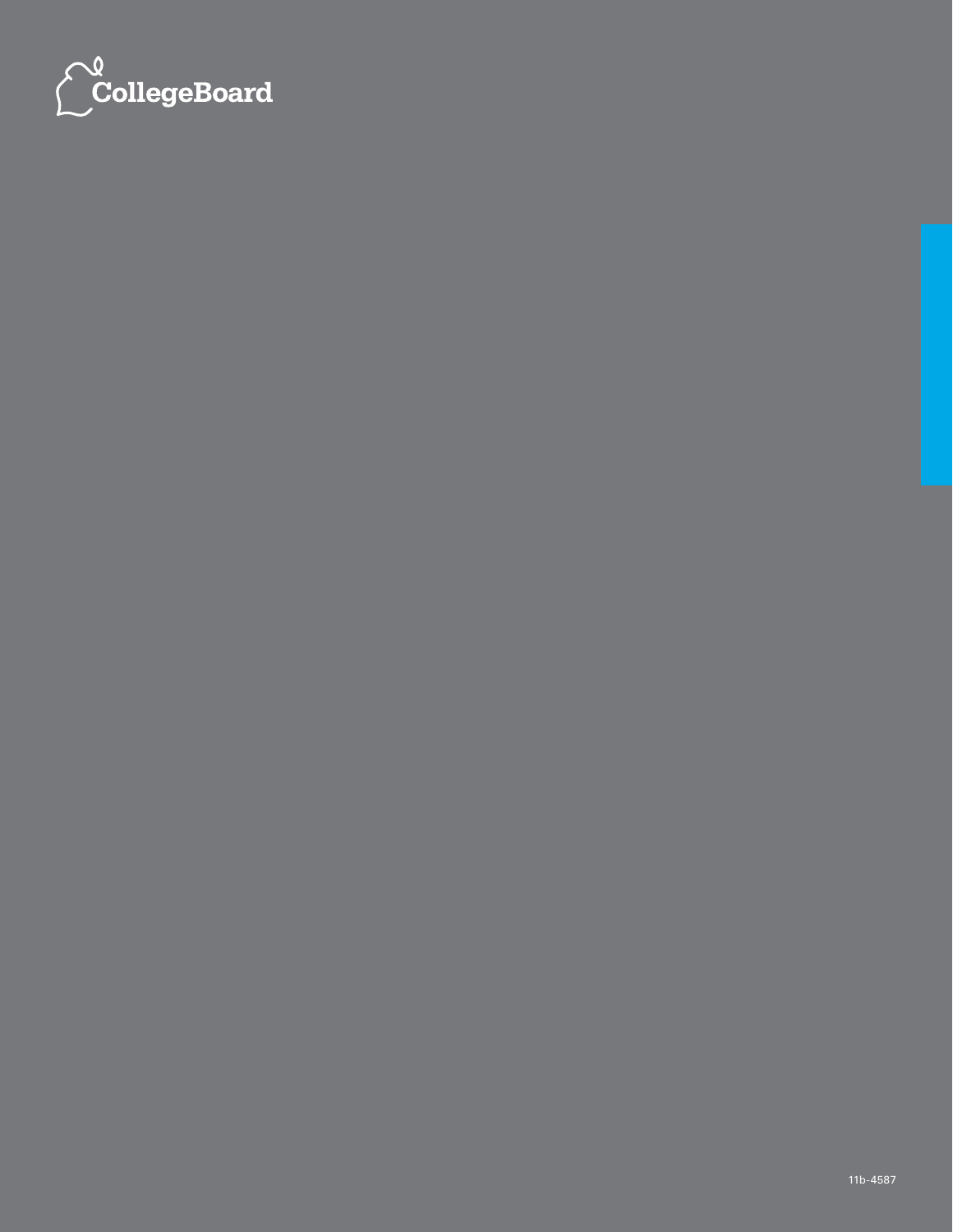CollegeBoard

11b-4587